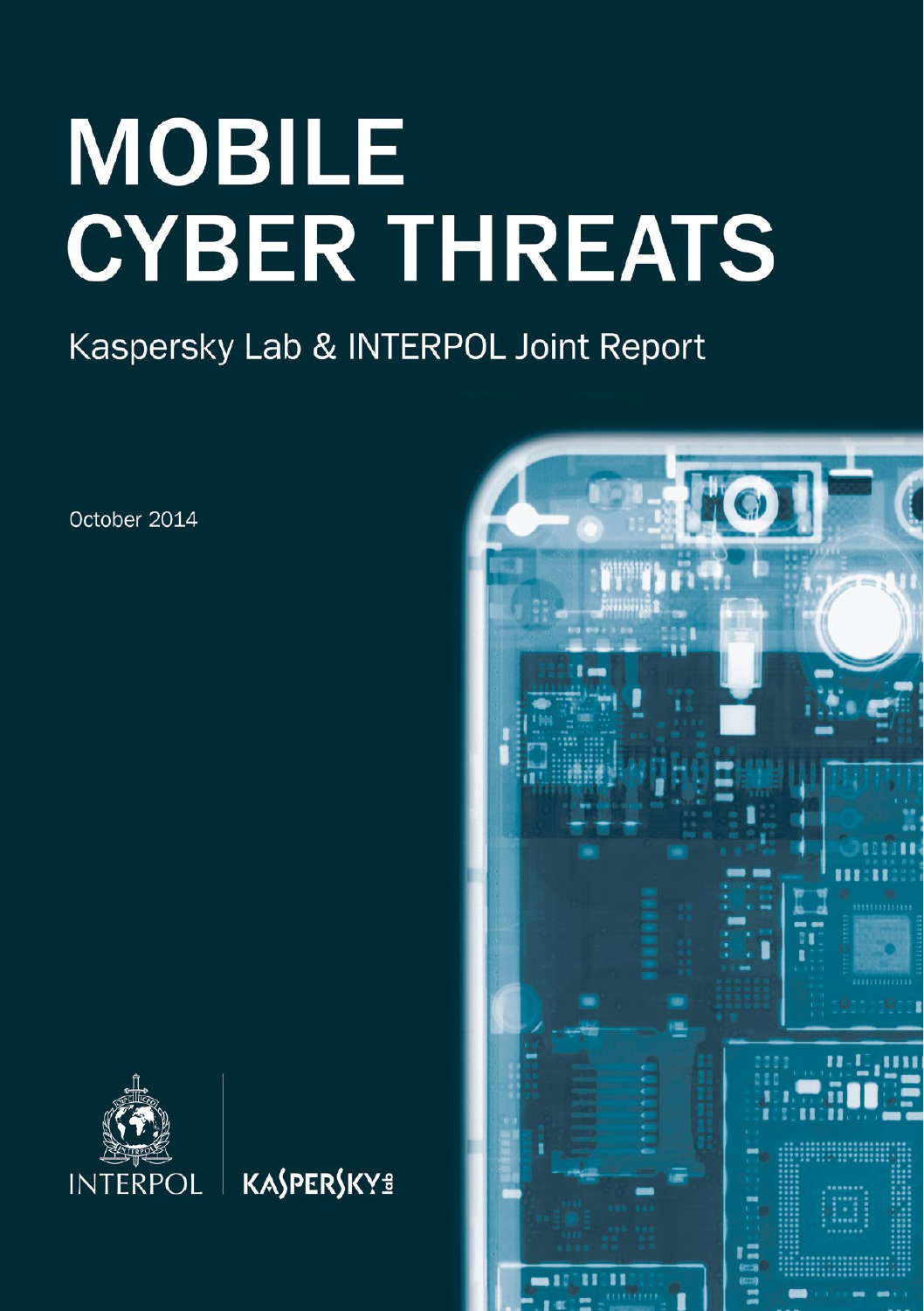# MOBILE CYBER THREATS

## Kaspersky Lab & INTERPOL Joint Report

October 2014

INTERPOL

KASPERSKY lab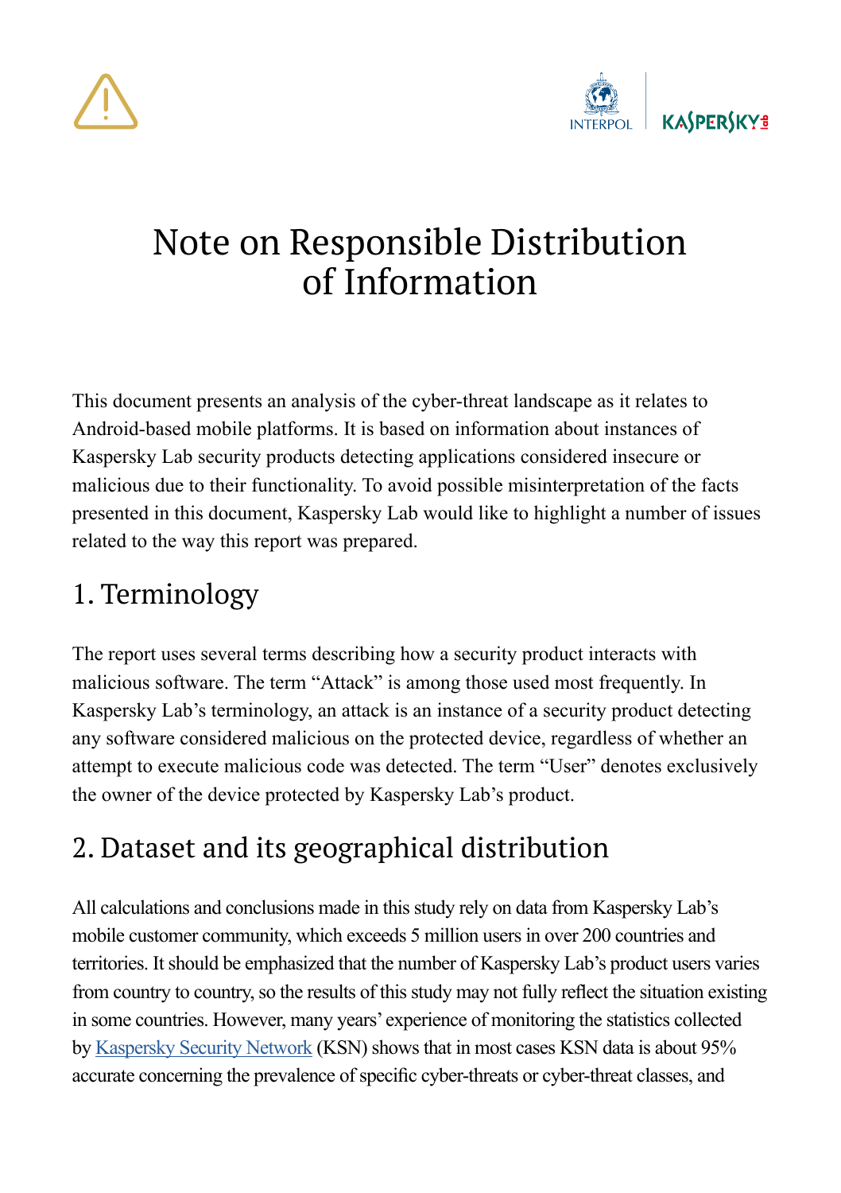# Note on Responsible Distribution of Information

This document presents an analysis of the cyber-threat landscape as it relates to Android-based mobile platforms. It is based on information about instances of Kaspersky Lab security products detecting applications considered insecure or malicious due to their functionality. To avoid possible misinterpretation of the facts presented in this document, Kaspersky Lab would like to highlight a number of issues related to the way this report was prepared.

## 1. Terminology

The report uses several terms describing how a security product interacts with malicious software. The term “Attack” is among those used most frequently. In Kaspersky Lab’s terminology, an attack is an instance of a security product detecting any software considered malicious on the protected device, regardless of whether an attempt to execute malicious code was detected. The term “User” denotes exclusively the owner of the device protected by Kaspersky Lab’s product.

## 2. Dataset and its geographical distribution

All calculations and conclusions made in this study rely on data from Kaspersky Lab’s mobile customer community, which exceeds 5 million users in over 200 countries and territories. It should be emphasized that the number of Kaspersky Lab’s product users varies from country to country, so the results of this study may not fully reflect the situation existing in some countries. However, many years’ experience of monitoring the statistics collected by [Kaspersky Security Network](Kaspersky Security Network) (KSN) shows that in most cases KSN data is about 95% accurate concerning the prevalence of specific cyber-threats or cyber-threat classes, and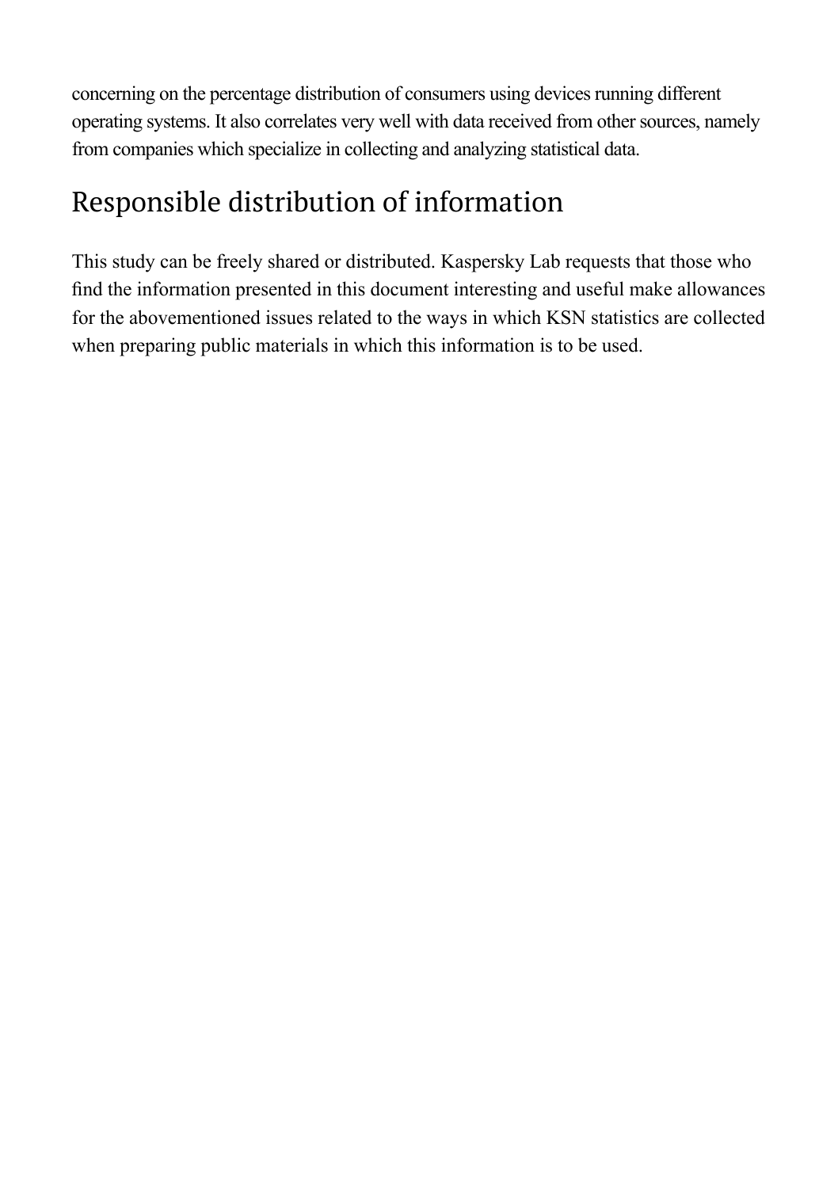concerning on the percentage distribution of consumers using devices running different operating systems. It also correlates very well with data received from other sources, namely from companies which specialize in collecting and analyzing statistical data.

## Responsible distribution of information

This study can be freely shared or distributed. Kaspersky Lab requests that those who find the information presented in this document interesting and useful make allowances for the abovementioned issues related to the ways in which KSN statistics are collected when preparing public materials in which this information is to be used.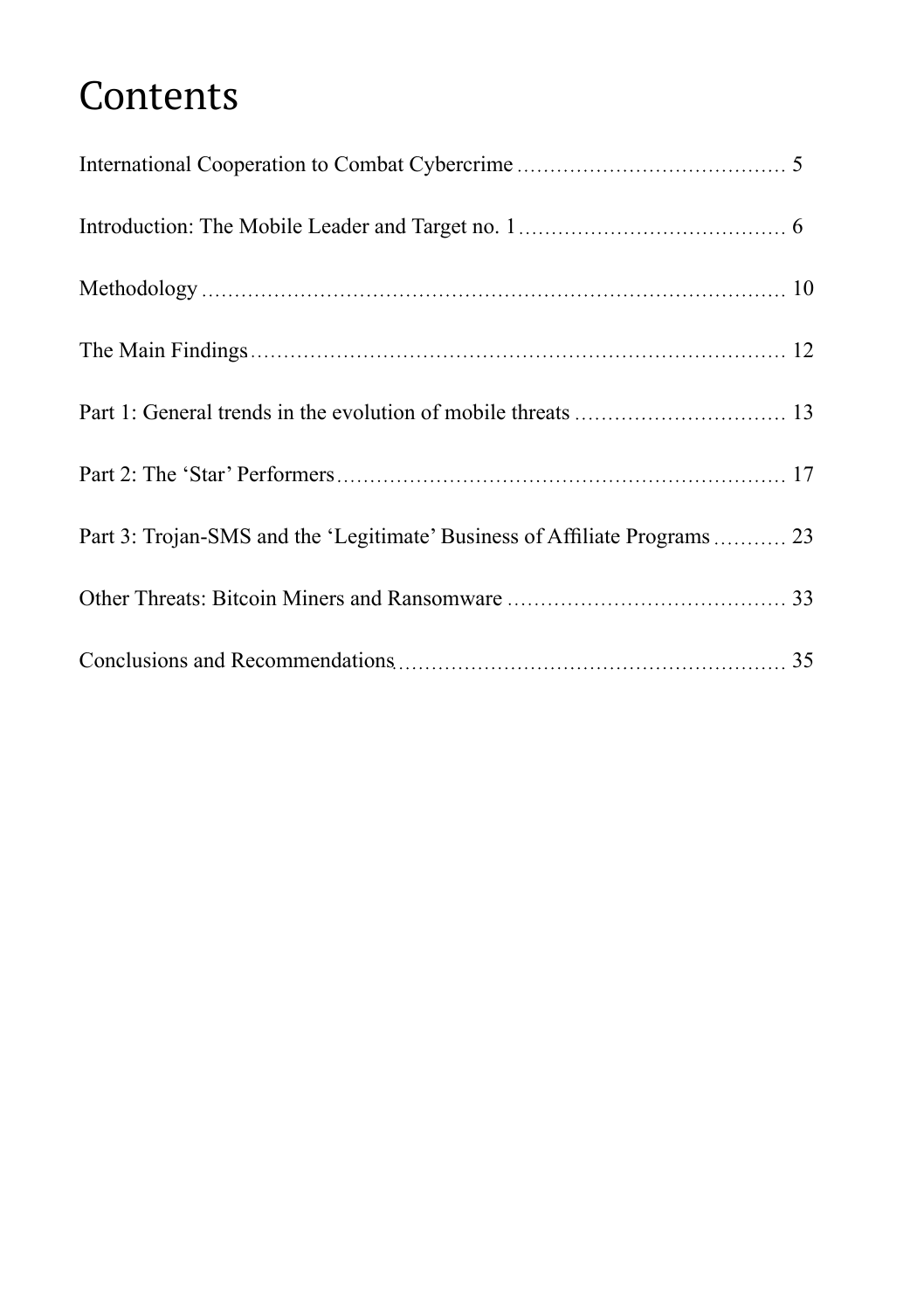# Contents

International Cooperation to Combat Cybercrime ........................................ 5

Introduction: The Mobile Leader and Target no. 1 ........................................ 6

Methodology ........................................................................................ 10

The Main Findings ................................................................................ 12

Part 1: General trends in the evolution of mobile threats ................................ 13

Part 2: The 'Star' Performers ................................................................... 17

Part 3: Trojan-SMS and the 'Legitimate' Business of Affiliate Programs ........... 23

Other Threats: Bitcoin Miners and Ransomware ......................................... 33

Conclusions and Recommendations ......................................................... 35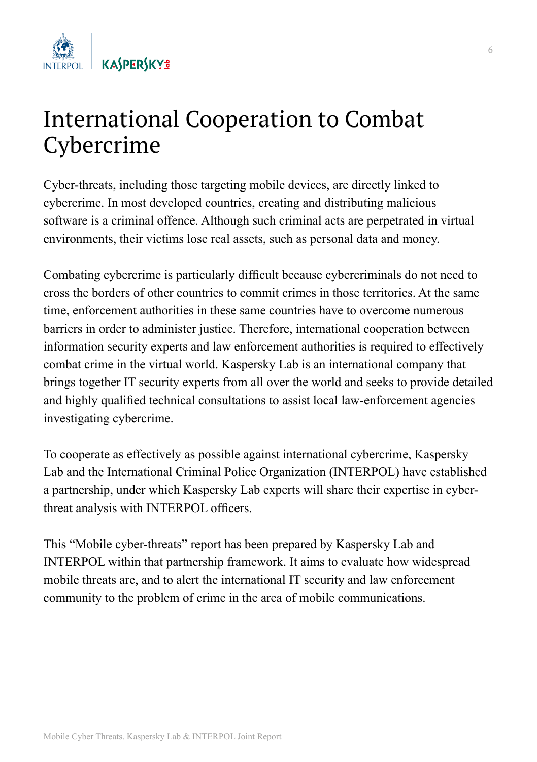# International Cooperation to Combat Cybercrime

Cyber-threats, including those targeting mobile devices, are directly linked to cybercrime. In most developed countries, creating and distributing malicious software is a criminal offence. Although such criminal acts are perpetrated in virtual environments, their victims lose real assets, such as personal data and money.

Combating cybercrime is particularly difficult because cybercriminals do not need to cross the borders of other countries to commit crimes in those territories. At the same time, enforcement authorities in these same countries have to overcome numerous barriers in order to administer justice. Therefore, international cooperation between information security experts and law enforcement authorities is required to effectively combat crime in the virtual world. Kaspersky Lab is an international company that brings together IT security experts from all over the world and seeks to provide detailed and highly qualified technical consultations to assist local law-enforcement agencies investigating cybercrime.

To cooperate as effectively as possible against international cybercrime, Kaspersky Lab and the International Criminal Police Organization (INTERPOL) have established a partnership, under which Kaspersky Lab experts will share their expertise in cyber-threat analysis with INTERPOL officers.

This "Mobile cyber-threats" report has been prepared by Kaspersky Lab and INTERPOL within that partnership framework. It aims to evaluate how widespread mobile threats are, and to alert the international IT security and law enforcement community to the problem of crime in the area of mobile communications.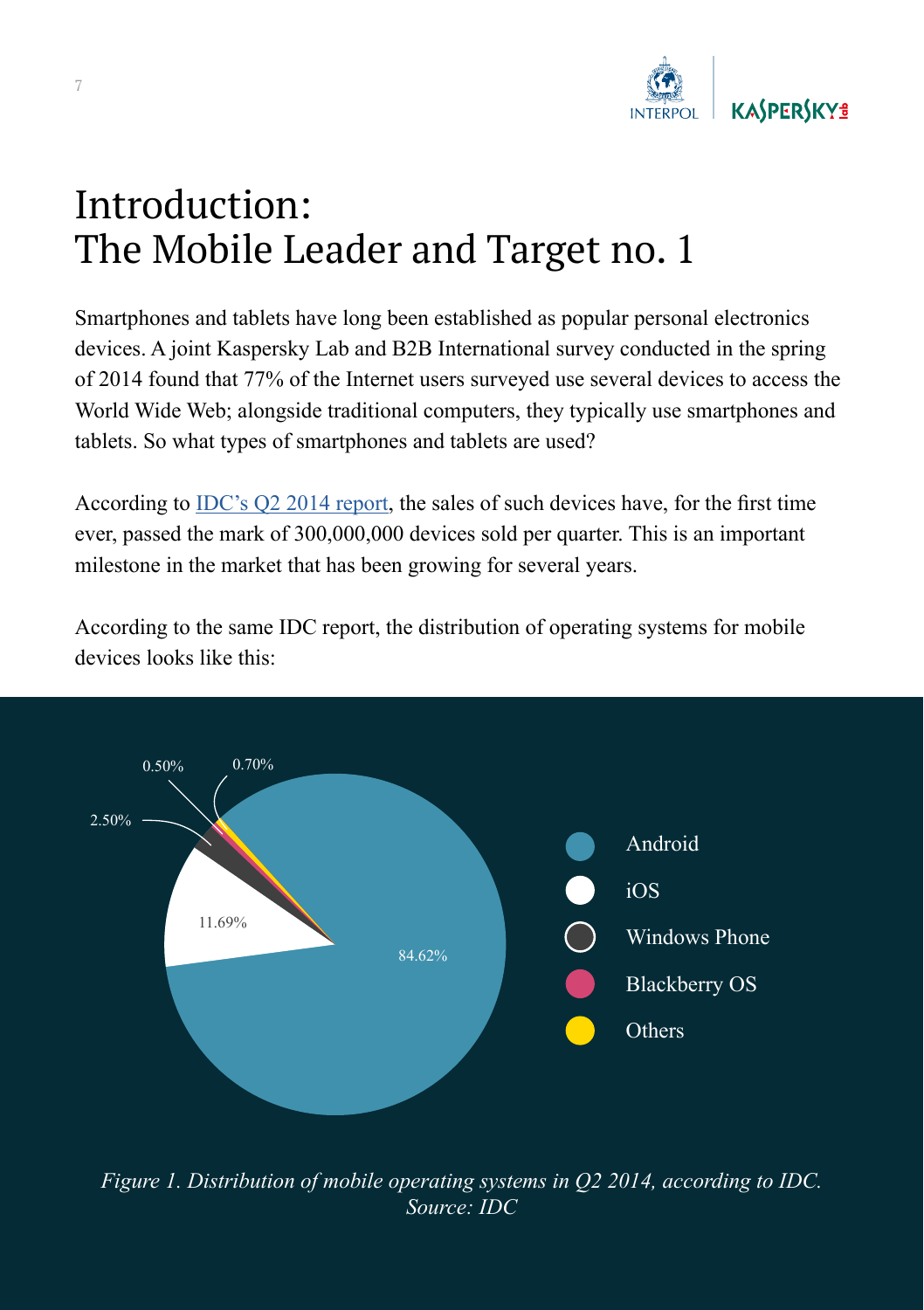# Introduction: The Mobile Leader and Target no. 1

Smartphones and tablets have long been established as popular personal electronics devices. A joint Kaspersky Lab and B2B International survey conducted in the spring of 2014 found that 77% of the Internet users surveyed use several devices to access the World Wide Web; alongside traditional computers, they typically use smartphones and tablets. So what types of smartphones and tablets are used?

According to IDC's Q2 2014 report, the sales of such devices have, for the first time ever, passed the mark of 300,000,000 devices sold per quarter. This is an important milestone in the market that has been growing for several years.

According to the same IDC report, the distribution of operating systems for mobile devices looks like this:

| Operating system | Share |
| --- | --- |
| Android | 84.62% |
| iOS | 11.69% |
| Windows Phone | 2.50% |
| Blackberry OS | 0.50% |
| Others | 0.70% |

*Figure 1. Distribution of mobile operating systems in Q2 2014, according to IDC. Source: IDC*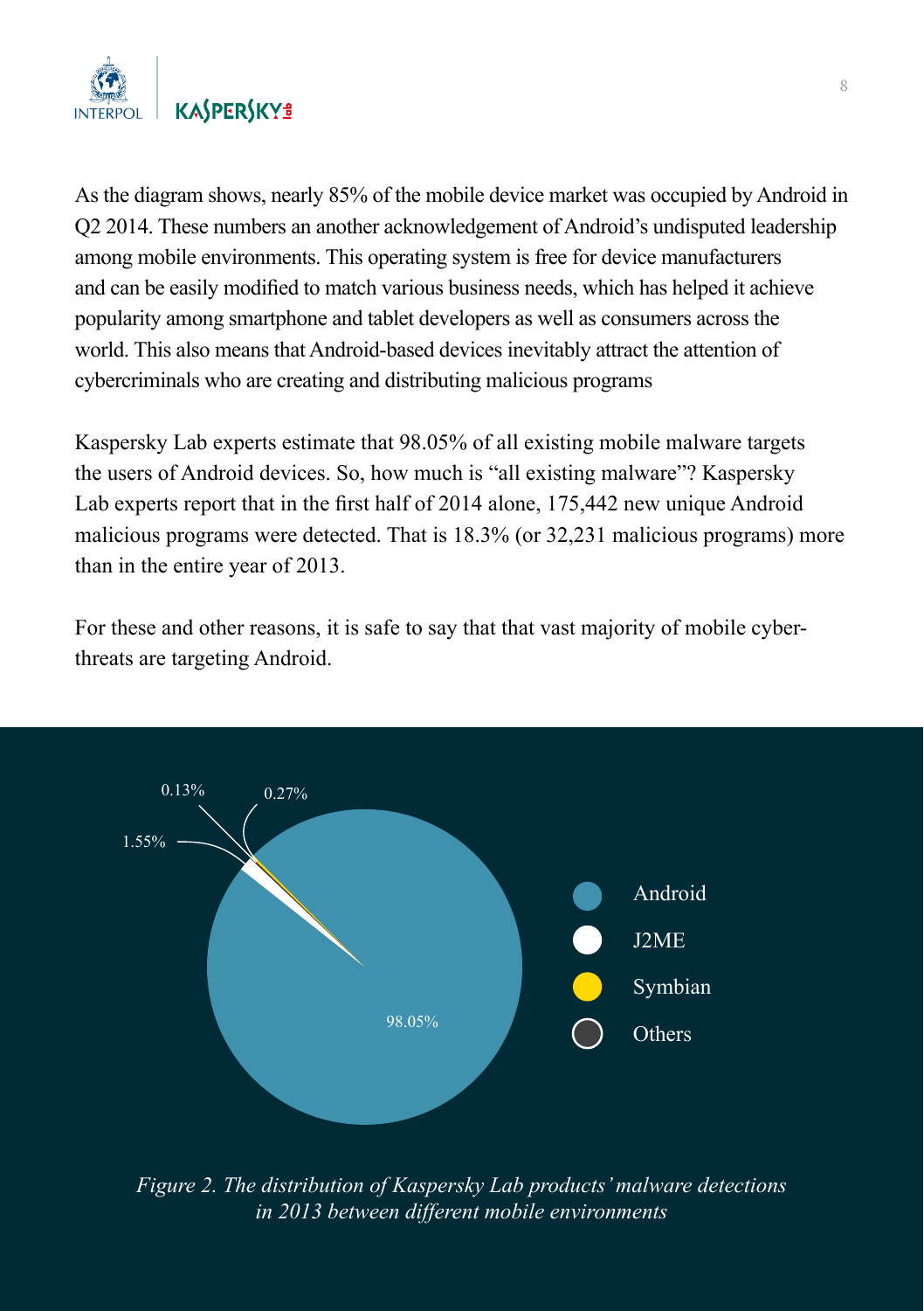As the diagram shows, nearly 85% of the mobile device market was occupied by Android in Q2 2014. These numbers an another acknowledgement of Android's undisputed leadership among mobile environments. This operating system is free for device manufacturers and can be easily modified to match various business needs, which has helped it achieve popularity among smartphone and tablet developers as well as consumers across the world. This also means that Android-based devices inevitably attract the attention of cybercriminals who are creating and distributing malicious programs

Kaspersky Lab experts estimate that 98.05% of all existing mobile malware targets the users of Android devices. So, how much is "all existing malware"? Kaspersky Lab experts report that in the first half of 2014 alone, 175,442 new unique Android malicious programs were detected. That is 18.3% (or 32,231 malicious programs) more than in the entire year of 2013.

For these and other reasons, it is safe to say that that vast majority of mobile cyber-threats are targeting Android.

| Platform | Share |
|---|---|
| Android | 98.05% |
| J2ME | 1.55% |
| Symbian | 0.27% |
| Others | 0.13% |

*Figure 2. The distribution of Kaspersky Lab products' malware detections in 2013 between different mobile environments*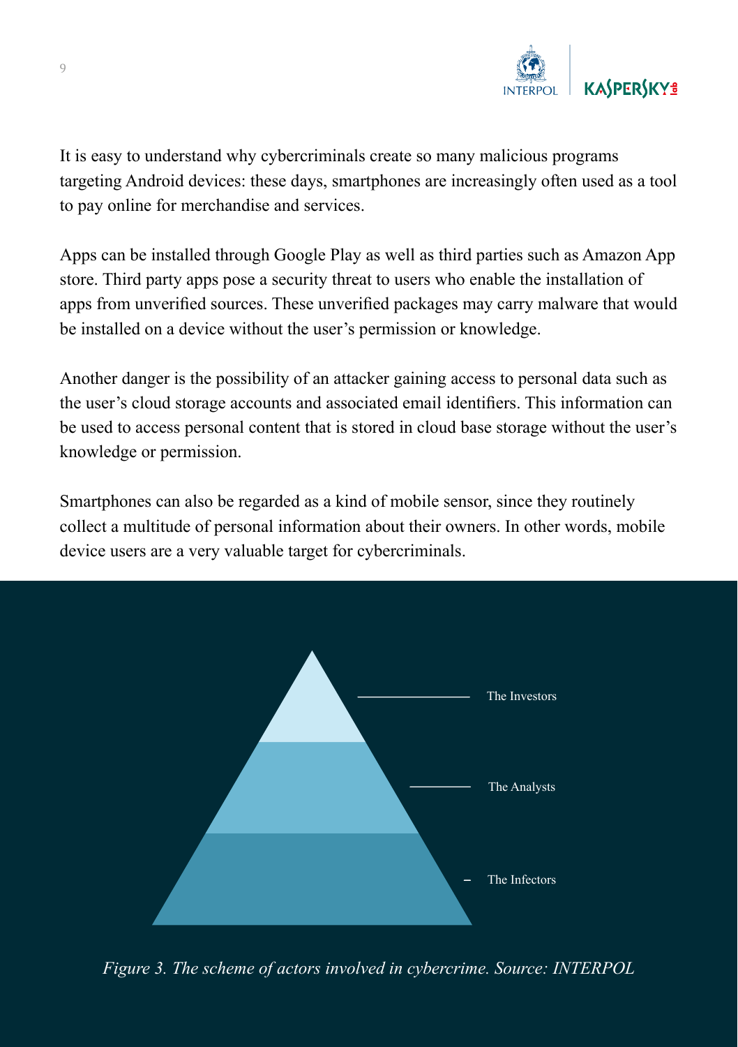It is easy to understand why cybercriminals create so many malicious programs targeting Android devices: these days, smartphones are increasingly often used as a tool to pay online for merchandise and services.

Apps can be installed through Google Play as well as third parties such as Amazon App store. Third party apps pose a security threat to users who enable the installation of apps from unverified sources. These unverified packages may carry malware that would be installed on a device without the user's permission or knowledge.

Another danger is the possibility of an attacker gaining access to personal data such as the user's cloud storage accounts and associated email identifiers. This information can be used to access personal content that is stored in cloud base storage without the user's knowledge or permission.

Smartphones can also be regarded as a kind of mobile sensor, since they routinely collect a multitude of personal information about their owners. In other words, mobile device users are a very valuable target for cybercriminals.

The Investors

The Analysts

The Infectors

*Figure 3. The scheme of actors involved in cybercrime. Source: INTERPOL*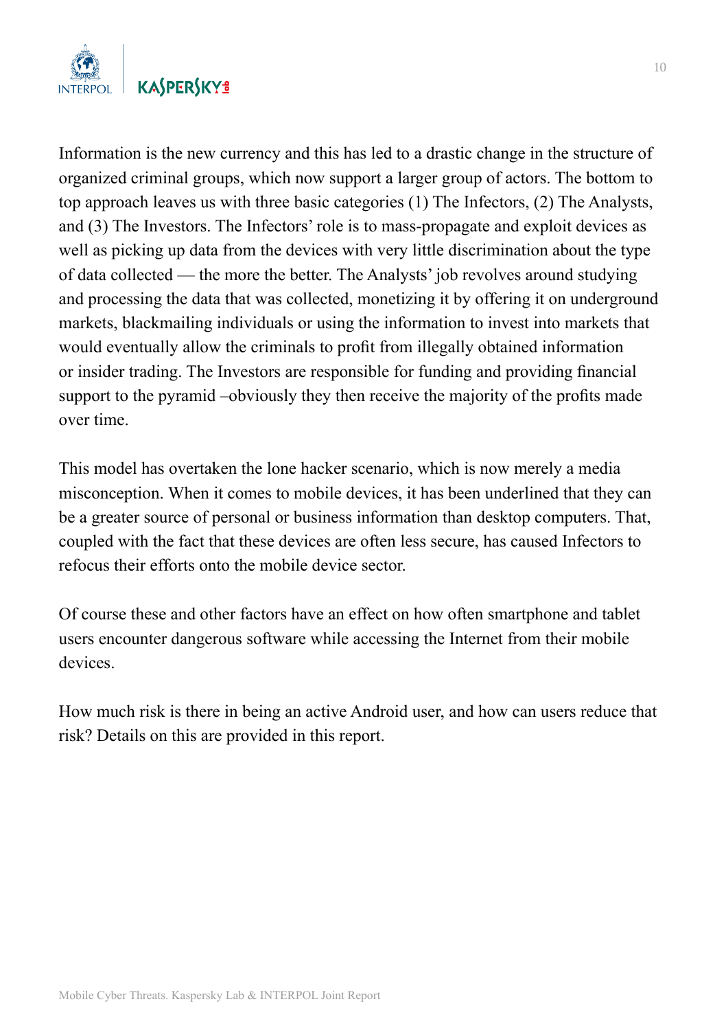Information is the new currency and this has led to a drastic change in the structure of organized criminal groups, which now support a larger group of actors. The bottom to top approach leaves us with three basic categories (1) The Infectors, (2) The Analysts, and (3) The Investors. The Infectors' role is to mass-propagate and exploit devices as well as picking up data from the devices with very little discrimination about the type of data collected — the more the better. The Analysts' job revolves around studying and processing the data that was collected, monetizing it by offering it on underground markets, blackmailing individuals or using the information to invest into markets that would eventually allow the criminals to profit from illegally obtained information or insider trading. The Investors are responsible for funding and providing financial support to the pyramid –obviously they then receive the majority of the profits made over time.

This model has overtaken the lone hacker scenario, which is now merely a media misconception. When it comes to mobile devices, it has been underlined that they can be a greater source of personal or business information than desktop computers. That, coupled with the fact that these devices are often less secure, has caused Infectors to refocus their efforts onto the mobile device sector.

Of course these and other factors have an effect on how often smartphone and tablet users encounter dangerous software while accessing the Internet from their mobile devices.

How much risk is there in being an active Android user, and how can users reduce that risk? Details on this are provided in this report.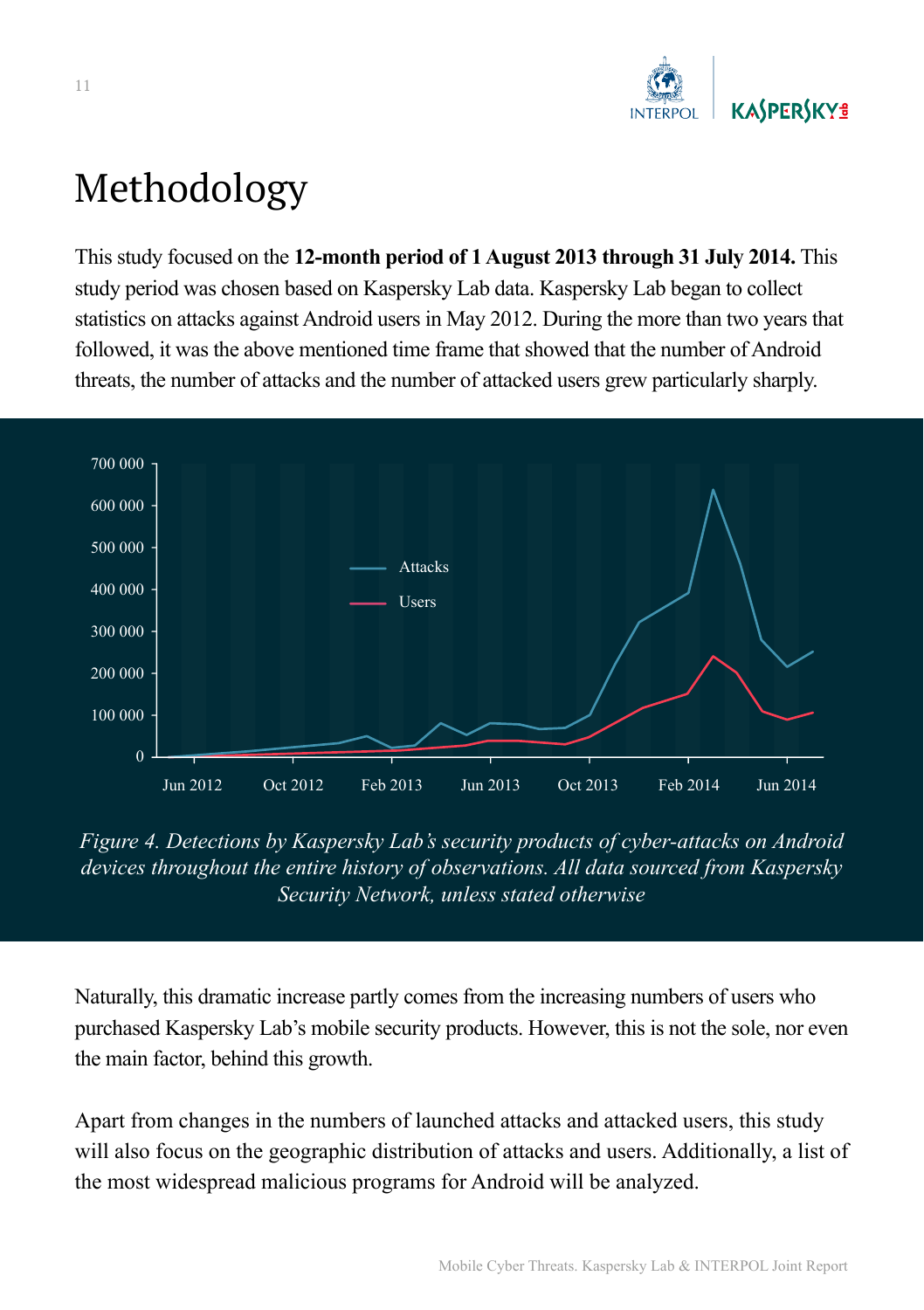# Methodology

This study focused on the **12-month period of 1 August 2013 through 31 July 2014.** This study period was chosen based on Kaspersky Lab data. Kaspersky Lab began to collect statistics on attacks against Android users in May 2012. During the more than two years that followed, it was the above mentioned time frame that showed that the number of Android threats, the number of attacks and the number of attacked users grew particularly sharply.

*Figure 4. Detections by Kaspersky Lab's security products of cyber-attacks on Android devices throughout the entire history of observations. All data sourced from Kaspersky Security Network, unless stated otherwise*

Naturally, this dramatic increase partly comes from the increasing numbers of users who purchased Kaspersky Lab's mobile security products. However, this is not the sole, nor even the main factor, behind this growth.

Apart from changes in the numbers of launched attacks and attacked users, this study will also focus on the geographic distribution of attacks and users. Additionally, a list of the most widespread malicious programs for Android will be analyzed.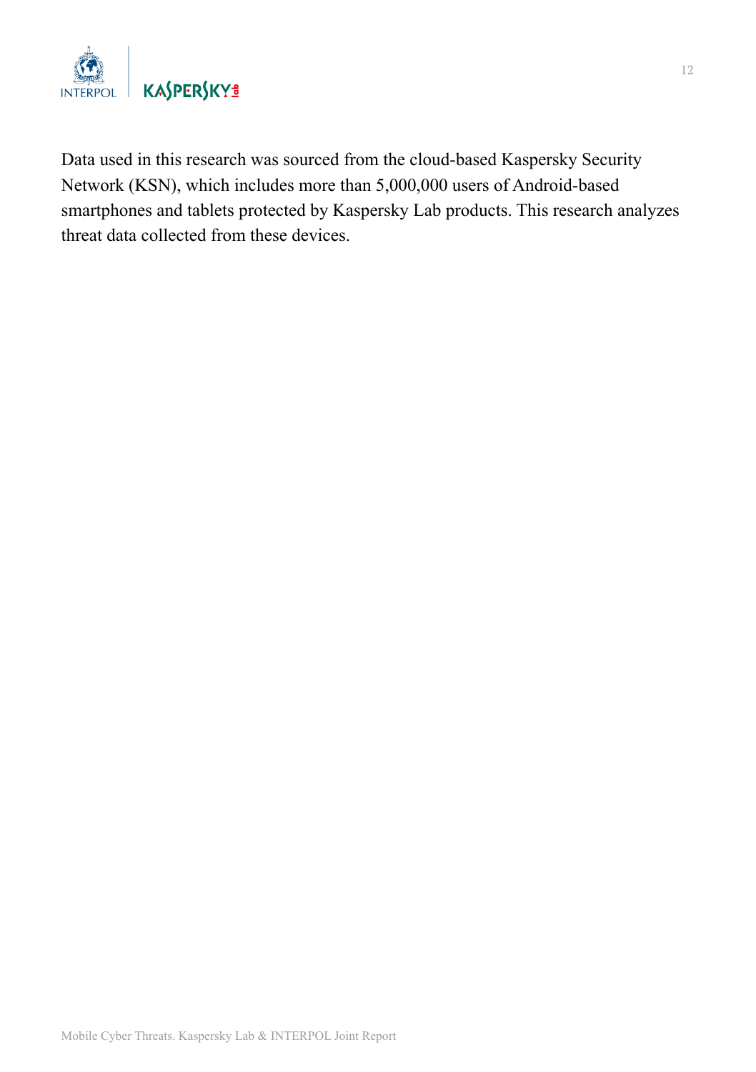Data used in this research was sourced from the cloud-based Kaspersky Security Network (KSN), which includes more than 5,000,000 users of Android-based smartphones and tablets protected by Kaspersky Lab products. This research analyzes threat data collected from these devices.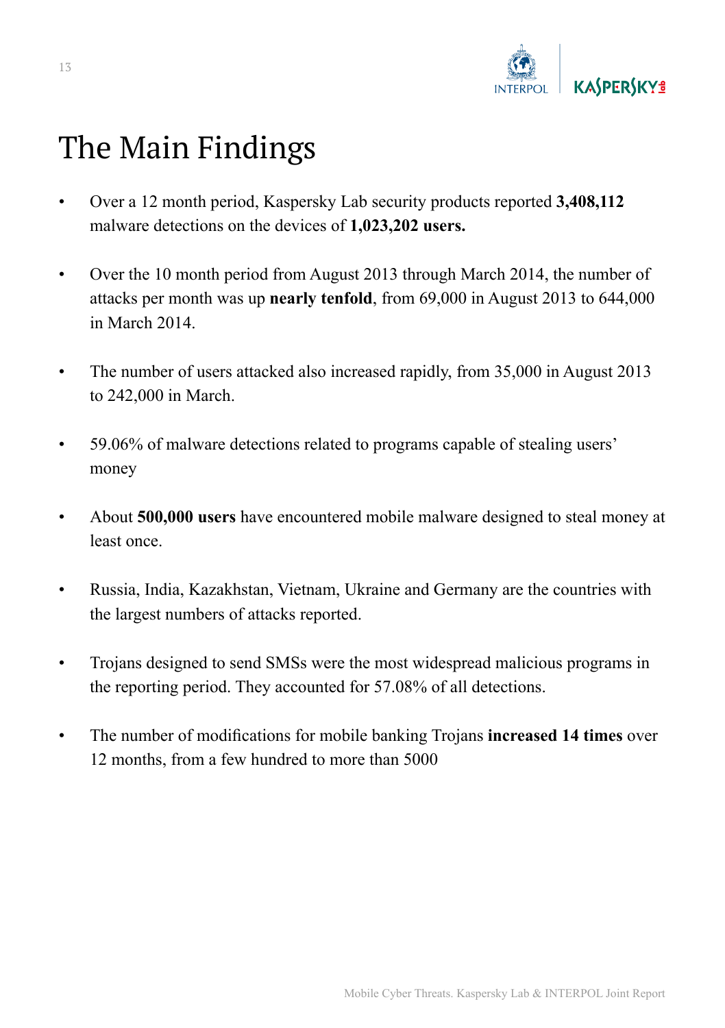# The Main Findings

- Over a 12 month period, Kaspersky Lab security products reported **3,408,112** malware detections on the devices of **1,023,202 users.**
- Over the 10 month period from August 2013 through March 2014, the number of attacks per month was up **nearly tenfold**, from 69,000 in August 2013 to 644,000 in March 2014.
- The number of users attacked also increased rapidly, from 35,000 in August 2013 to 242,000 in March.
- 59.06% of malware detections related to programs capable of stealing users' money
- About **500,000 users** have encountered mobile malware designed to steal money at least once.
- Russia, India, Kazakhstan, Vietnam, Ukraine and Germany are the countries with the largest numbers of attacks reported.
- Trojans designed to send SMSs were the most widespread malicious programs in the reporting period. They accounted for 57.08% of all detections.
- The number of modifications for mobile banking Trojans **increased 14 times** over 12 months, from a few hundred to more than 5000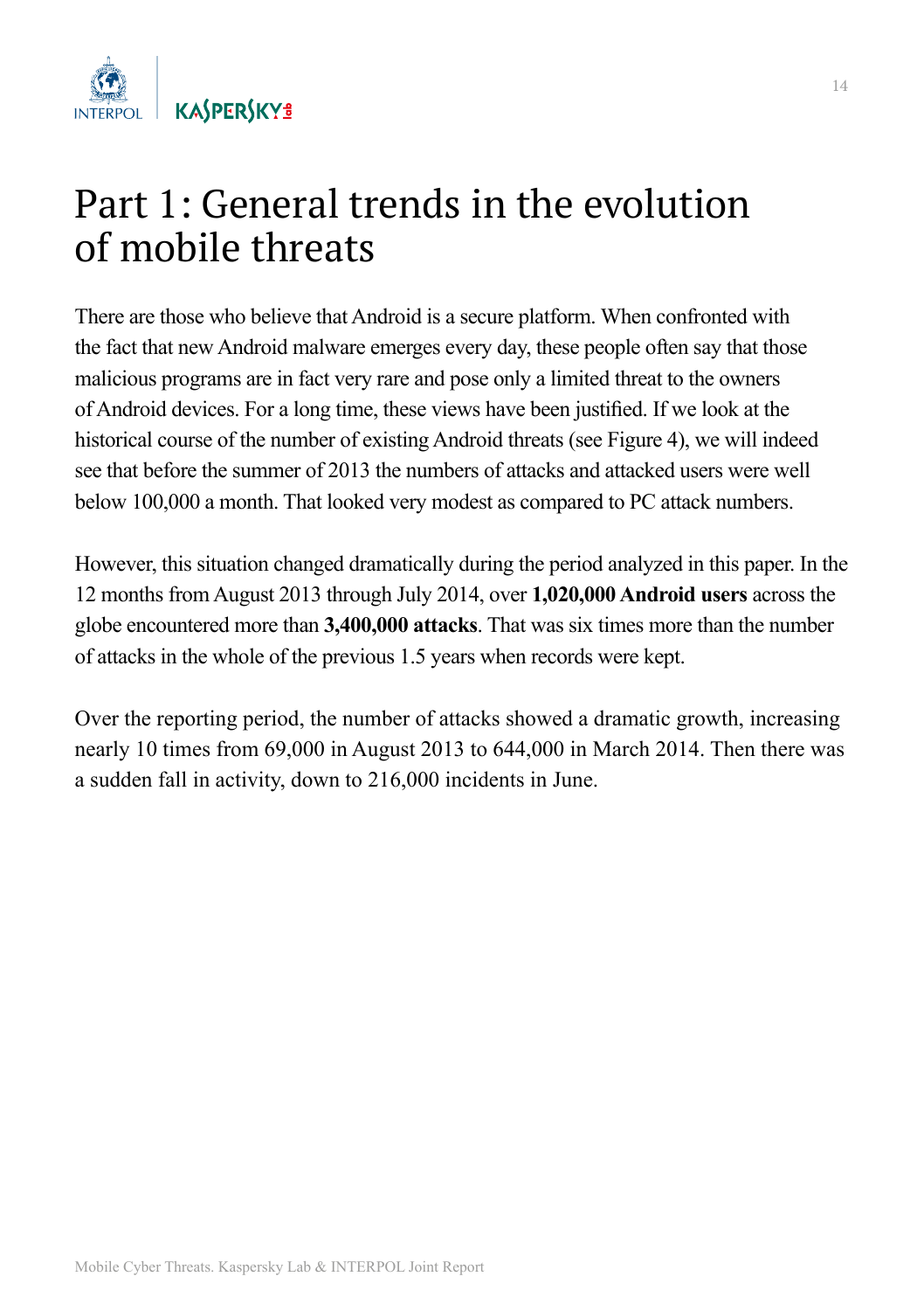# Part 1: General trends in the evolution of mobile threats

There are those who believe that Android is a secure platform. When confronted with the fact that new Android malware emerges every day, these people often say that those malicious programs are in fact very rare and pose only a limited threat to the owners of Android devices. For a long time, these views have been justified. If we look at the historical course of the number of existing Android threats (see Figure 4), we will indeed see that before the summer of 2013 the numbers of attacks and attacked users were well below 100,000 a month. That looked very modest as compared to PC attack numbers.

However, this situation changed dramatically during the period analyzed in this paper. In the 12 months from August 2013 through July 2014, over **1,020,000 Android users** across the globe encountered more than **3,400,000 attacks**. That was six times more than the number of attacks in the whole of the previous 1.5 years when records were kept.

Over the reporting period, the number of attacks showed a dramatic growth, increasing nearly 10 times from 69,000 in August 2013 to 644,000 in March 2014. Then there was a sudden fall in activity, down to 216,000 incidents in June.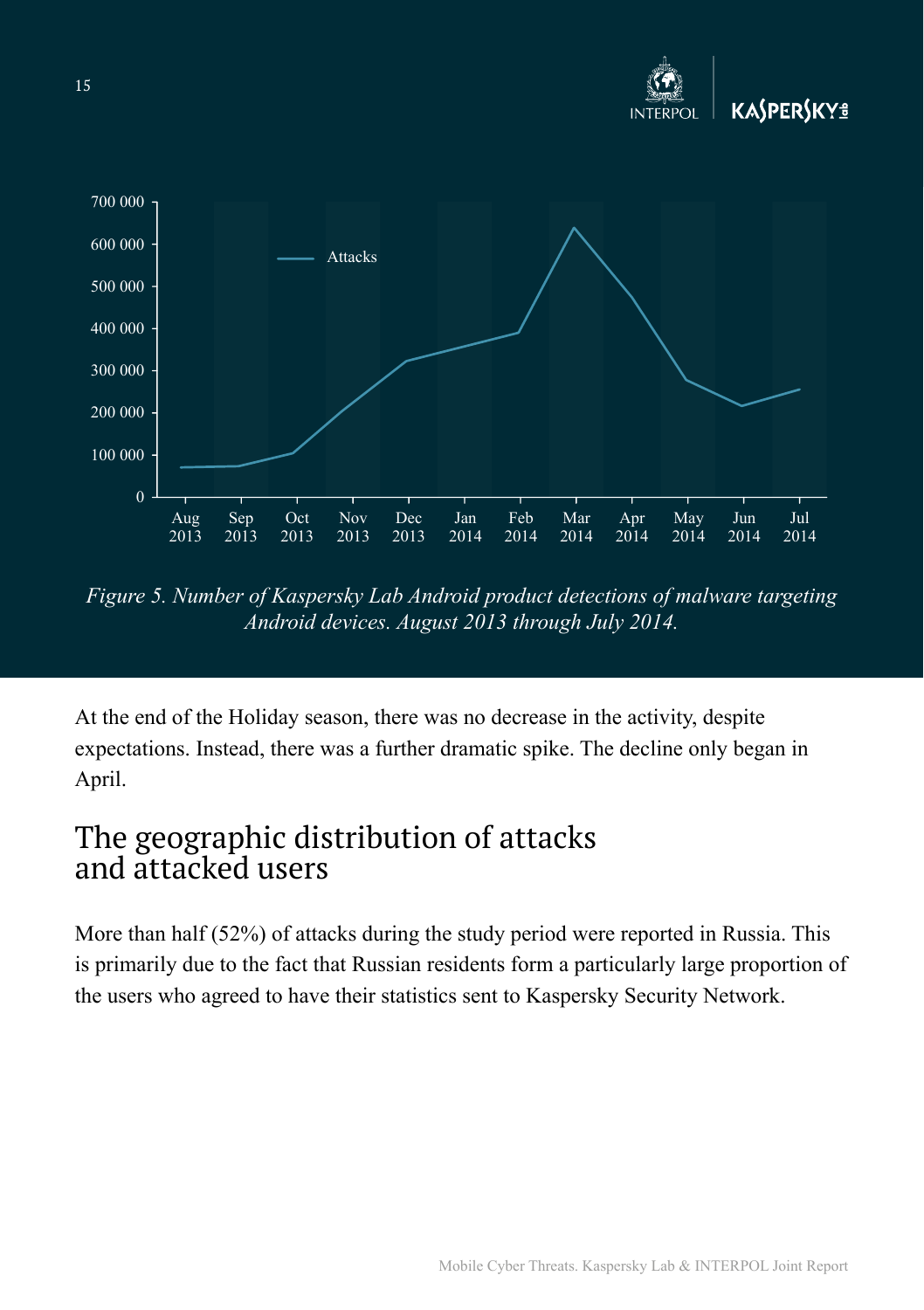*Figure 5. Number of Kaspersky Lab Android product detections of malware targeting Android devices. August 2013 through July 2014.*

At the end of the Holiday season, there was no decrease in the activity, despite expectations. Instead, there was a further dramatic spike. The decline only began in April.

## The geographic distribution of attacks and attacked users

More than half (52%) of attacks during the study period were reported in Russia. This is primarily due to the fact that Russian residents form a particularly large proportion of the users who agreed to have their statistics sent to Kaspersky Security Network.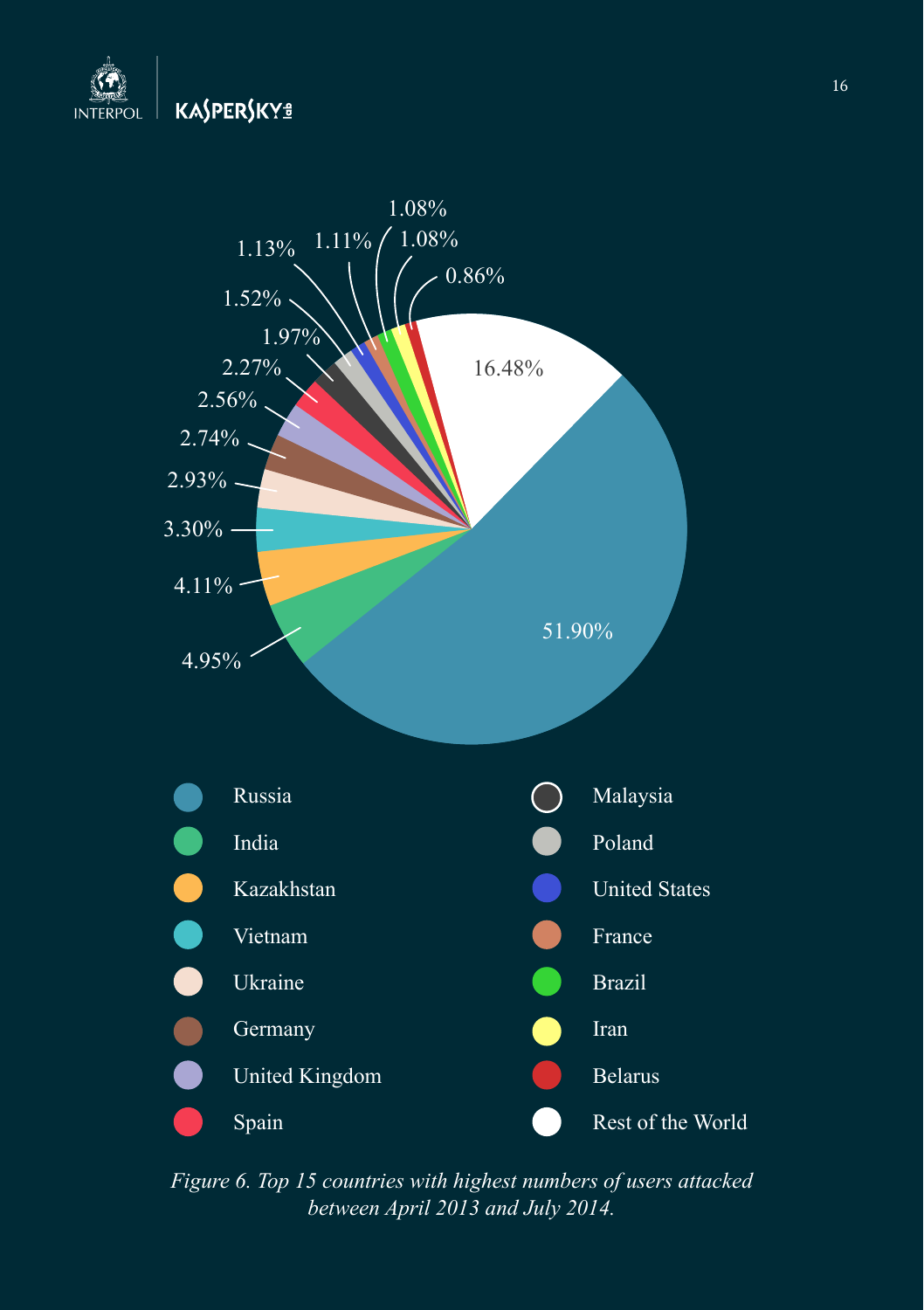| Country | Share |
|---|---|
| Russia | 51.90% |
| India | 4.95% |
| Kazakhstan | 4.11% |
| Vietnam | 3.30% |
| Ukraine | 2.93% |
| Germany | 2.74% |
| United Kingdom | 2.56% |
| Spain | 2.27% |
| Malaysia | 1.97% |
| Poland | 1.52% |
| United States | 1.13% |
| France | 1.11% |
| Brazil | 1.08% |
| Iran | 1.08% |
| Belarus | 0.86% |
| Rest of the World | 16.48% |

*Figure 6. Top 15 countries with highest numbers of users attacked between April 2013 and July 2014.*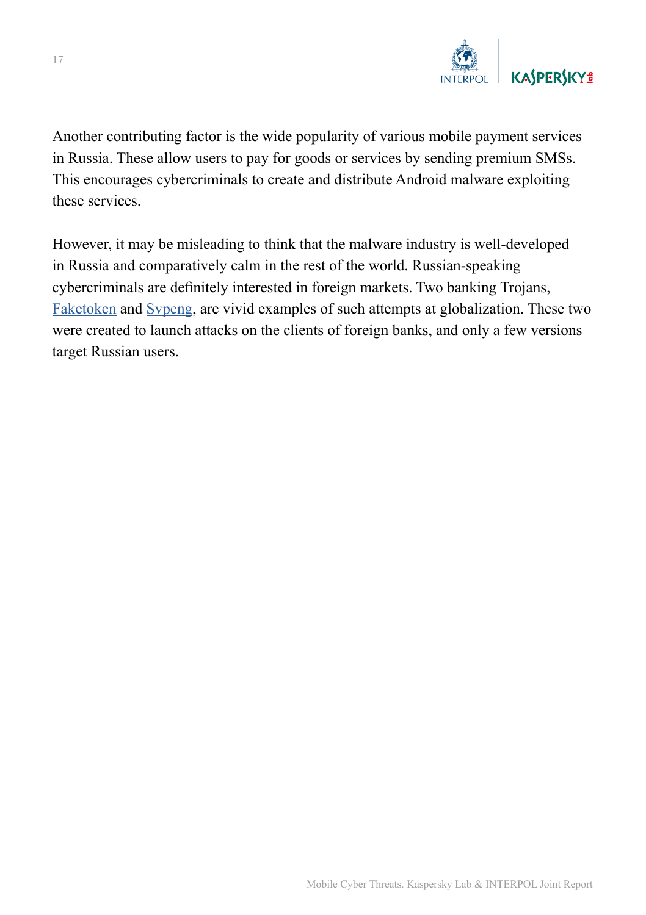Another contributing factor is the wide popularity of various mobile payment services in Russia. These allow users to pay for goods or services by sending premium SMSs. This encourages cybercriminals to create and distribute Android malware exploiting these services.

However, it may be misleading to think that the malware industry is well-developed in Russia and comparatively calm in the rest of the world. Russian-speaking cybercriminals are definitely interested in foreign markets. Two banking Trojans, Faketoken and Svpeng, are vivid examples of such attempts at globalization. These two were created to launch attacks on the clients of foreign banks, and only a few versions target Russian users.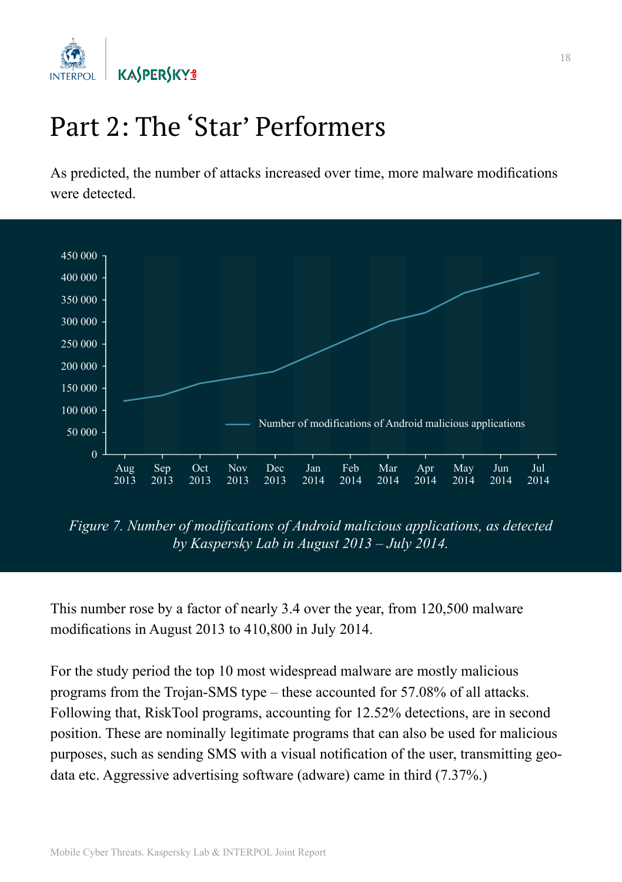# Part 2: The 'Star' Performers

As predicted, the number of attacks increased over time, more malware modifications were detected.

*Figure 7. Number of modifications of Android malicious applications, as detected by Kaspersky Lab in August 2013 – July 2014.*

This number rose by a factor of nearly 3.4 over the year, from 120,500 malware modifications in August 2013 to 410,800 in July 2014.

For the study period the top 10 most widespread malware are mostly malicious programs from the Trojan-SMS type – these accounted for 57.08% of all attacks. Following that, RiskTool programs, accounting for 12.52% detections, are in second position. These are nominally legitimate programs that can also be used for malicious purposes, such as sending SMS with a visual notification of the user, transmitting geo-data etc. Aggressive advertising software (adware) came in third (7.37%.)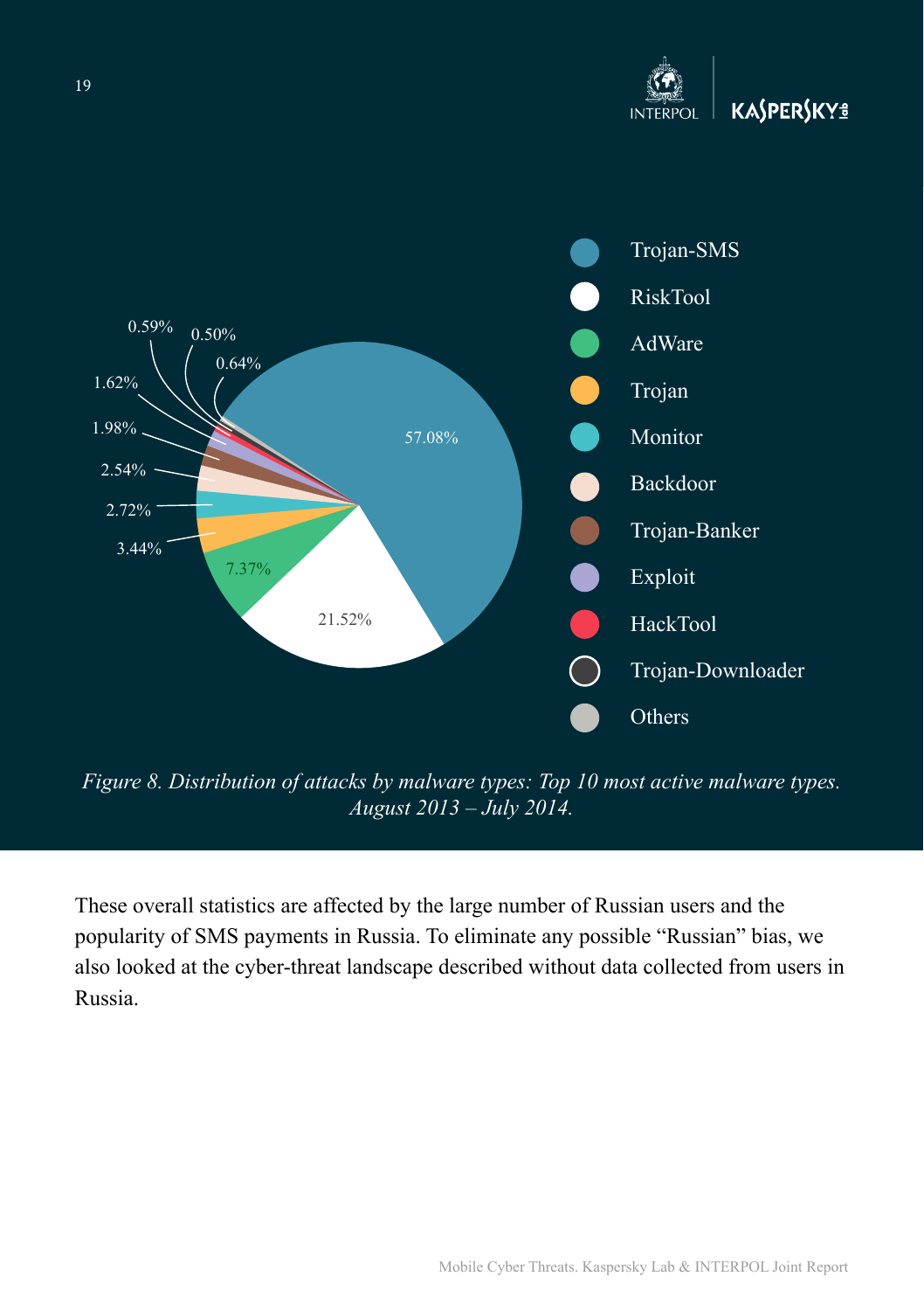| Malware type | Share |
| --- | --- |
| Trojan-SMS | 57.08% |
| RiskTool | 21.52% |
| AdWare | 7.37% |
| Trojan | 3.44% |
| Monitor | 2.72% |
| Backdoor | 2.54% |
| Trojan-Banker | 1.98% |
| Exploit | 1.62% |
| HackTool | 0.59% |
| Trojan-Downloader | 0.50% |
| Others | 0.64% |

*Figure 8. Distribution of attacks by malware types: Top 10 most active malware types. August 2013 – July 2014.*

These overall statistics are affected by the large number of Russian users and the popularity of SMS payments in Russia. To eliminate any possible "Russian" bias, we also looked at the cyber-threat landscape described without data collected from users in Russia.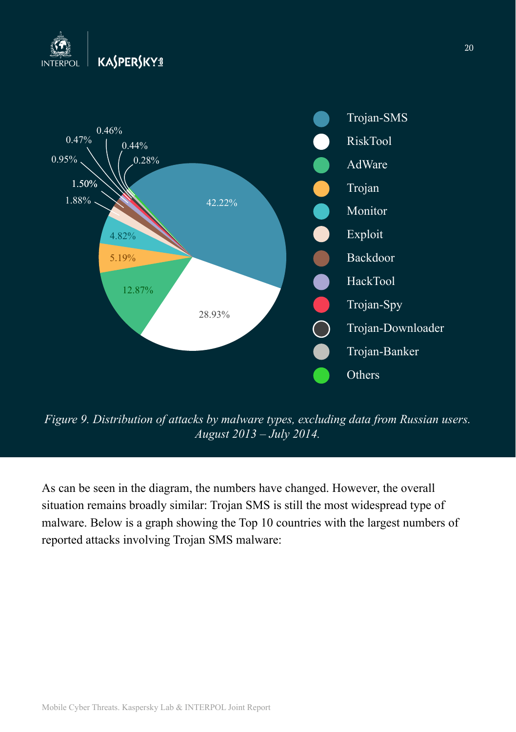*Figure 9. Distribution of attacks by malware types, excluding data from Russian users. August 2013 – July 2014.*

As can be seen in the diagram, the numbers have changed. However, the overall situation remains broadly similar: Trojan SMS is still the most widespread type of malware. Below is a graph showing the Top 10 countries with the largest numbers of reported attacks involving Trojan SMS malware: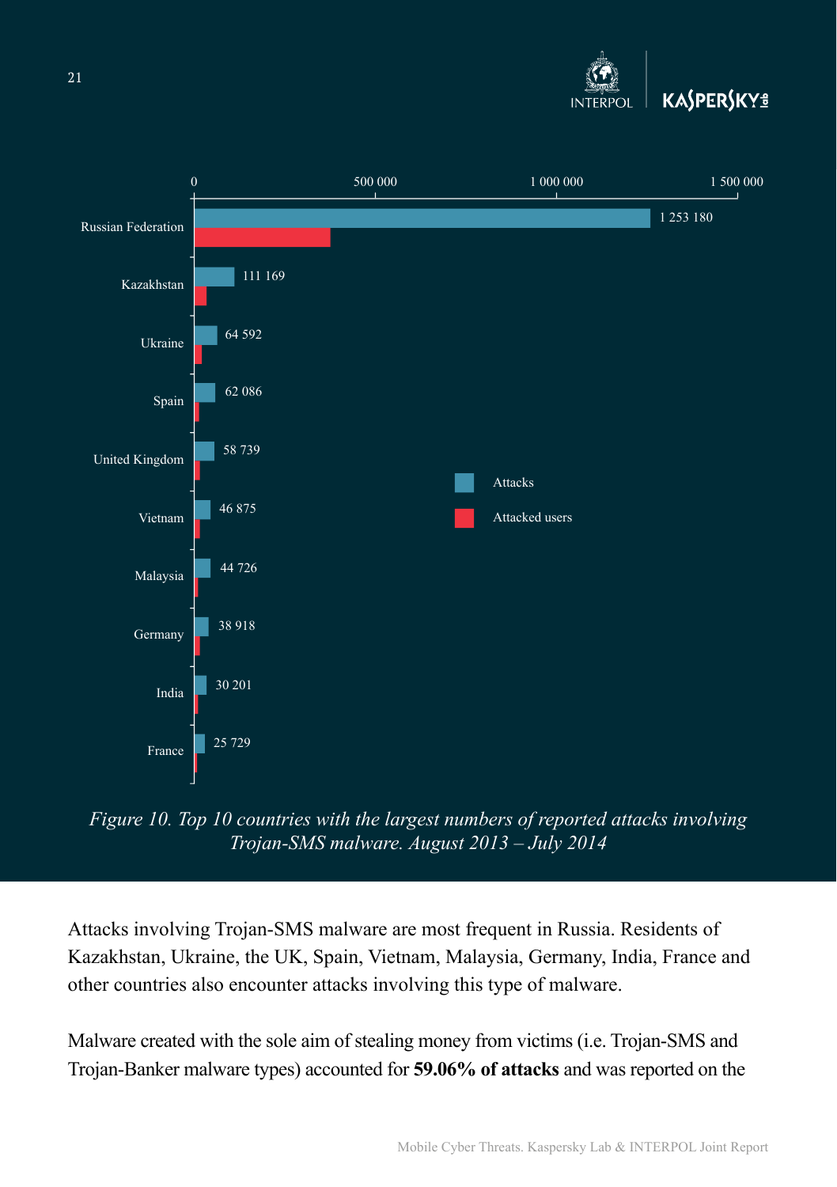| Country | Attacks |
| --- | --- |
| Russian Federation | 1 253 180 |
| Kazakhstan | 111 169 |
| Ukraine | 64 592 |
| Spain | 62 086 |
| United Kingdom | 58 739 |
| Vietnam | 46 875 |
| Malaysia | 44 726 |
| Germany | 38 918 |
| India | 30 201 |
| France | 25 729 |

*Figure 10. Top 10 countries with the largest numbers of reported attacks involving Trojan-SMS malware. August 2013 – July 2014*

Attacks involving Trojan-SMS malware are most frequent in Russia. Residents of Kazakhstan, Ukraine, the UK, Spain, Vietnam, Malaysia, Germany, India, France and other countries also encounter attacks involving this type of malware.

Malware created with the sole aim of stealing money from victims (i.e. Trojan-SMS and Trojan-Banker malware types) accounted for **59.06% of attacks** and was reported on the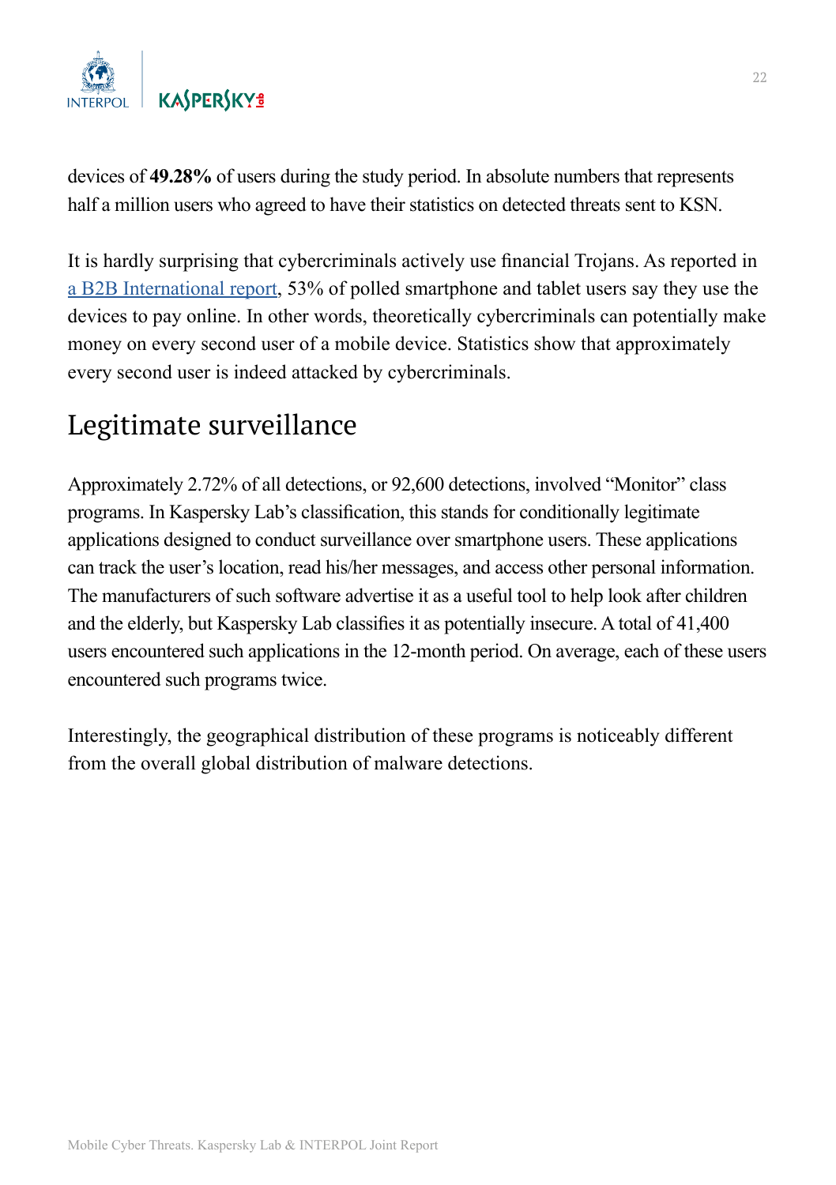devices of **49.28%** of users during the study period. In absolute numbers that represents half a million users who agreed to have their statistics on detected threats sent to KSN.

It is hardly surprising that cybercriminals actively use financial Trojans. As reported in a B2B International report, 53% of polled smartphone and tablet users say they use the devices to pay online. In other words, theoretically cybercriminals can potentially make money on every second user of a mobile device. Statistics show that approximately every second user is indeed attacked by cybercriminals.

## Legitimate surveillance

Approximately 2.72% of all detections, or 92,600 detections, involved "Monitor" class programs. In Kaspersky Lab's classification, this stands for conditionally legitimate applications designed to conduct surveillance over smartphone users. These applications can track the user's location, read his/her messages, and access other personal information. The manufacturers of such software advertise it as a useful tool to help look after children and the elderly, but Kaspersky Lab classifies it as potentially insecure. A total of 41,400 users encountered such applications in the 12-month period. On average, each of these users encountered such programs twice.

Interestingly, the geographical distribution of these programs is noticeably different from the overall global distribution of malware detections.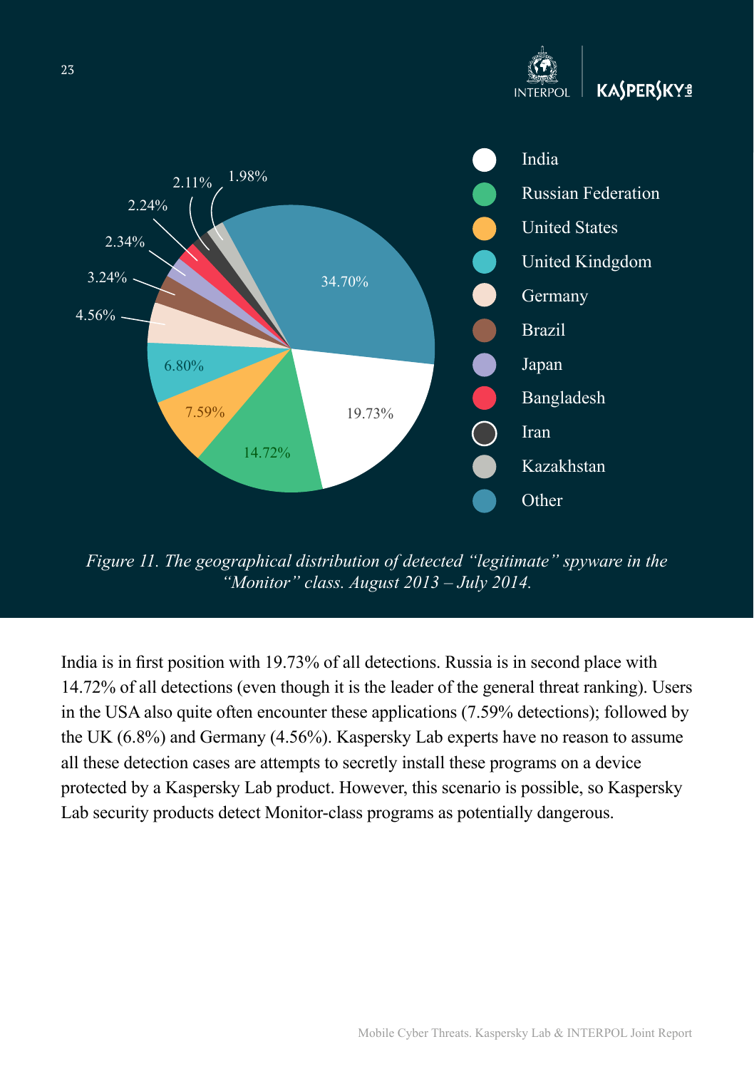| Country | Share |
| --- | --- |
| India | 19.73% |
| Russian Federation | 14.72% |
| United States | 7.59% |
| United Kindgdom | 6.80% |
| Germany | 4.56% |
| Brazil | 3.24% |
| Japan | 2.34% |
| Bangladesh | 2.24% |
| Iran | 2.11% |
| Kazakhstan | 1.98% |
| Other | 34.70% |

*Figure 11. The geographical distribution of detected "legitimate" spyware in the "Monitor" class. August 2013 – July 2014.*

India is in first position with 19.73% of all detections. Russia is in second place with 14.72% of all detections (even though it is the leader of the general threat ranking). Users in the USA also quite often encounter these applications (7.59% detections); followed by the UK (6.8%) and Germany (4.56%). Kaspersky Lab experts have no reason to assume all these detection cases are attempts to secretly install these programs on a device protected by a Kaspersky Lab product. However, this scenario is possible, so Kaspersky Lab security products detect Monitor-class programs as potentially dangerous.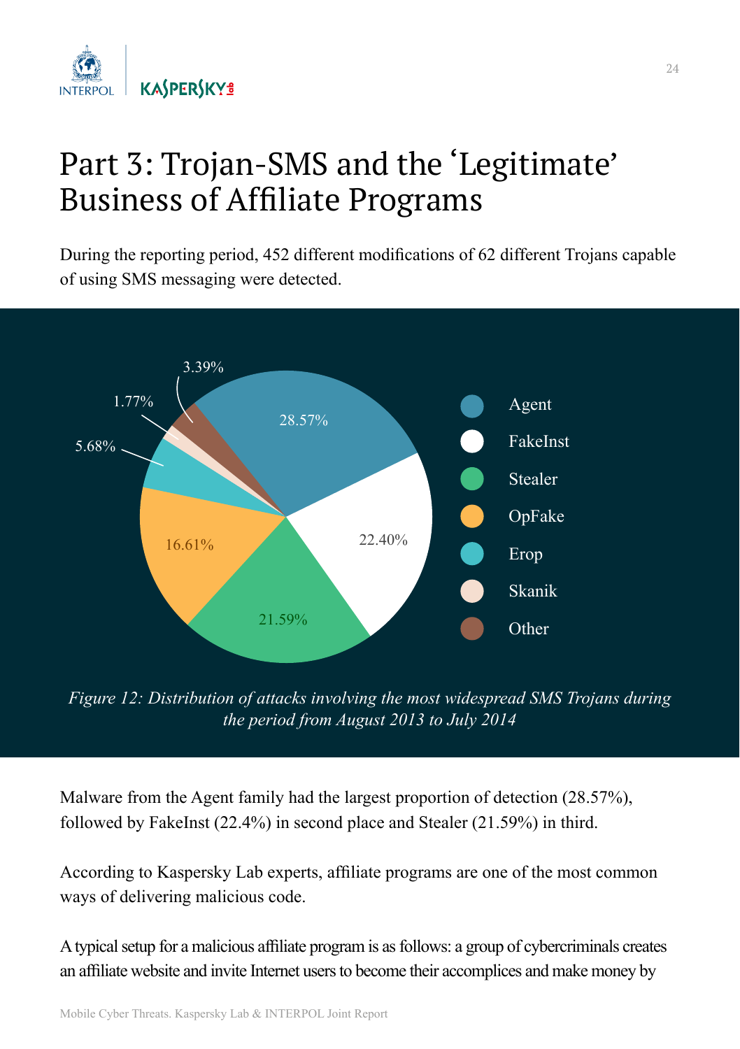# Part 3: Trojan-SMS and the 'Legitimate' Business of Affiliate Programs

During the reporting period, 452 different modifications of 62 different Trojans capable of using SMS messaging were detected.

| Family | Share |
|---|---|
| Agent | 28.57% |
| FakeInst | 22.40% |
| Stealer | 21.59% |
| OpFake | 16.61% |
| Erop | 5.68% |
| Skanik | 1.77% |
| Other | 3.39% |

*Figure 12: Distribution of attacks involving the most widespread SMS Trojans during the period from August 2013 to July 2014*

Malware from the Agent family had the largest proportion of detection (28.57%), followed by FakeInst (22.4%) in second place and Stealer (21.59%) in third.

According to Kaspersky Lab experts, affiliate programs are one of the most common ways of delivering malicious code.

A typical setup for a malicious affiliate program is as follows: a group of cybercriminals creates an affiliate website and invite Internet users to become their accomplices and make money by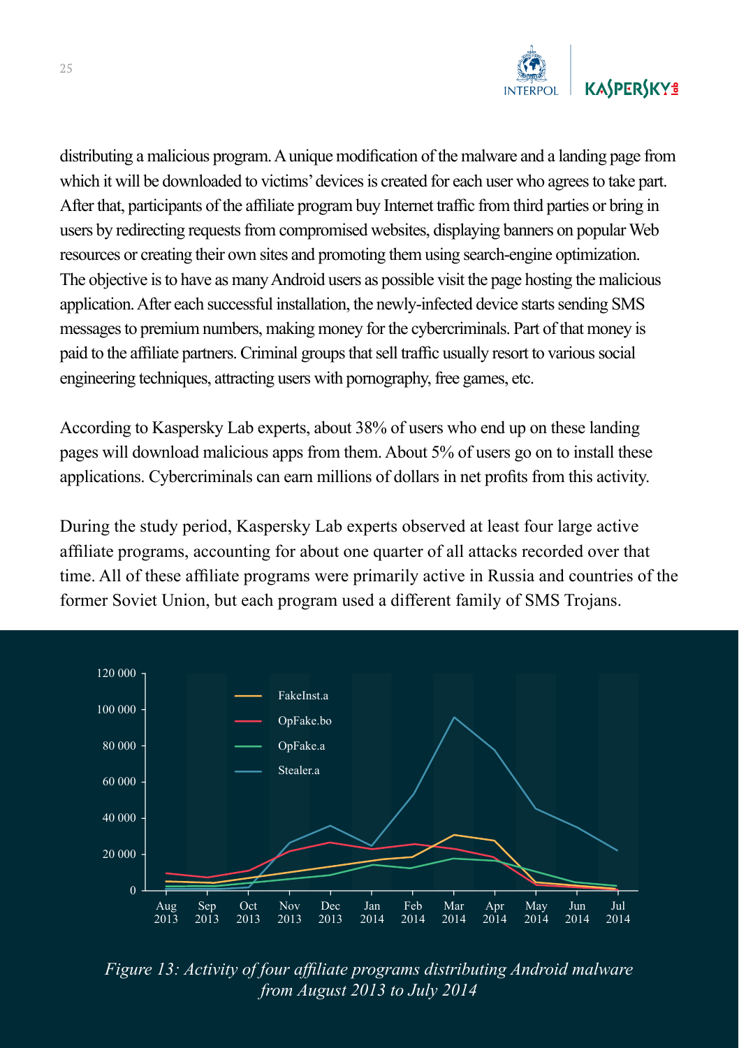distributing a malicious program. A unique modification of the malware and a landing page from which it will be downloaded to victims' devices is created for each user who agrees to take part. After that, participants of the affiliate program buy Internet traffic from third parties or bring in users by redirecting requests from compromised websites, displaying banners on popular Web resources or creating their own sites and promoting them using search-engine optimization. The objective is to have as many Android users as possible visit the page hosting the malicious application. After each successful installation, the newly-infected device starts sending SMS messages to premium numbers, making money for the cybercriminals. Part of that money is paid to the affiliate partners. Criminal groups that sell traffic usually resort to various social engineering techniques, attracting users with pornography, free games, etc.

According to Kaspersky Lab experts, about 38% of users who end up on these landing pages will download malicious apps from them. About 5% of users go on to install these applications. Cybercriminals can earn millions of dollars in net profits from this activity.

During the study period, Kaspersky Lab experts observed at least four large active affiliate programs, accounting for about one quarter of all attacks recorded over that time. All of these affiliate programs were primarily active in Russia and countries of the former Soviet Union, but each program used a different family of SMS Trojans.

*Figure 13: Activity of four affiliate programs distributing Android malware from August 2013 to July 2014*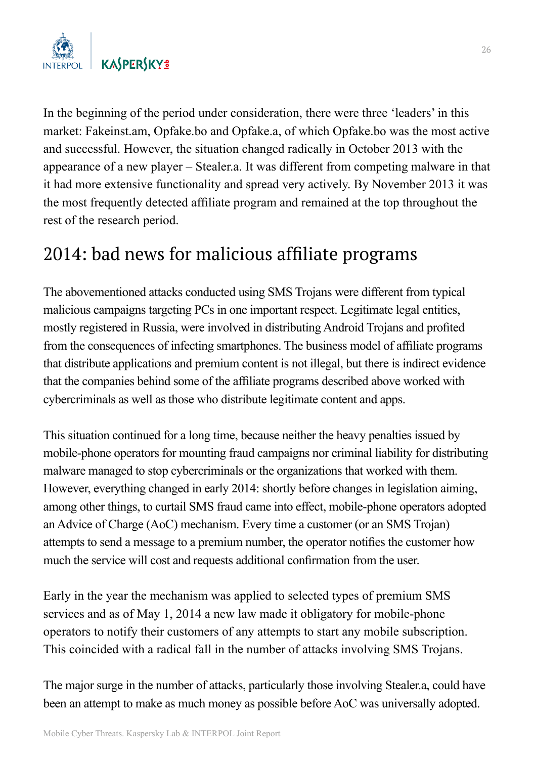In the beginning of the period under consideration, there were three 'leaders' in this market: Fakeinst.am, Opfake.bo and Opfake.a, of which Opfake.bo was the most active and successful. However, the situation changed radically in October 2013 with the appearance of a new player – Stealer.a. It was different from competing malware in that it had more extensive functionality and spread very actively. By November 2013 it was the most frequently detected affiliate program and remained at the top throughout the rest of the research period.

## 2014: bad news for malicious affiliate programs

The abovementioned attacks conducted using SMS Trojans were different from typical malicious campaigns targeting PCs in one important respect. Legitimate legal entities, mostly registered in Russia, were involved in distributing Android Trojans and profited from the consequences of infecting smartphones. The business model of affiliate programs that distribute applications and premium content is not illegal, but there is indirect evidence that the companies behind some of the affiliate programs described above worked with cybercriminals as well as those who distribute legitimate content and apps.

This situation continued for a long time, because neither the heavy penalties issued by mobile-phone operators for mounting fraud campaigns nor criminal liability for distributing malware managed to stop cybercriminals or the organizations that worked with them. However, everything changed in early 2014: shortly before changes in legislation aiming, among other things, to curtail SMS fraud came into effect, mobile-phone operators adopted an Advice of Charge (AoC) mechanism. Every time a customer (or an SMS Trojan) attempts to send a message to a premium number, the operator notifies the customer how much the service will cost and requests additional confirmation from the user.

Early in the year the mechanism was applied to selected types of premium SMS services and as of May 1, 2014 a new law made it obligatory for mobile-phone operators to notify their customers of any attempts to start any mobile subscription. This coincided with a radical fall in the number of attacks involving SMS Trojans.

The major surge in the number of attacks, particularly those involving Stealer.a, could have been an attempt to make as much money as possible before AoC was universally adopted.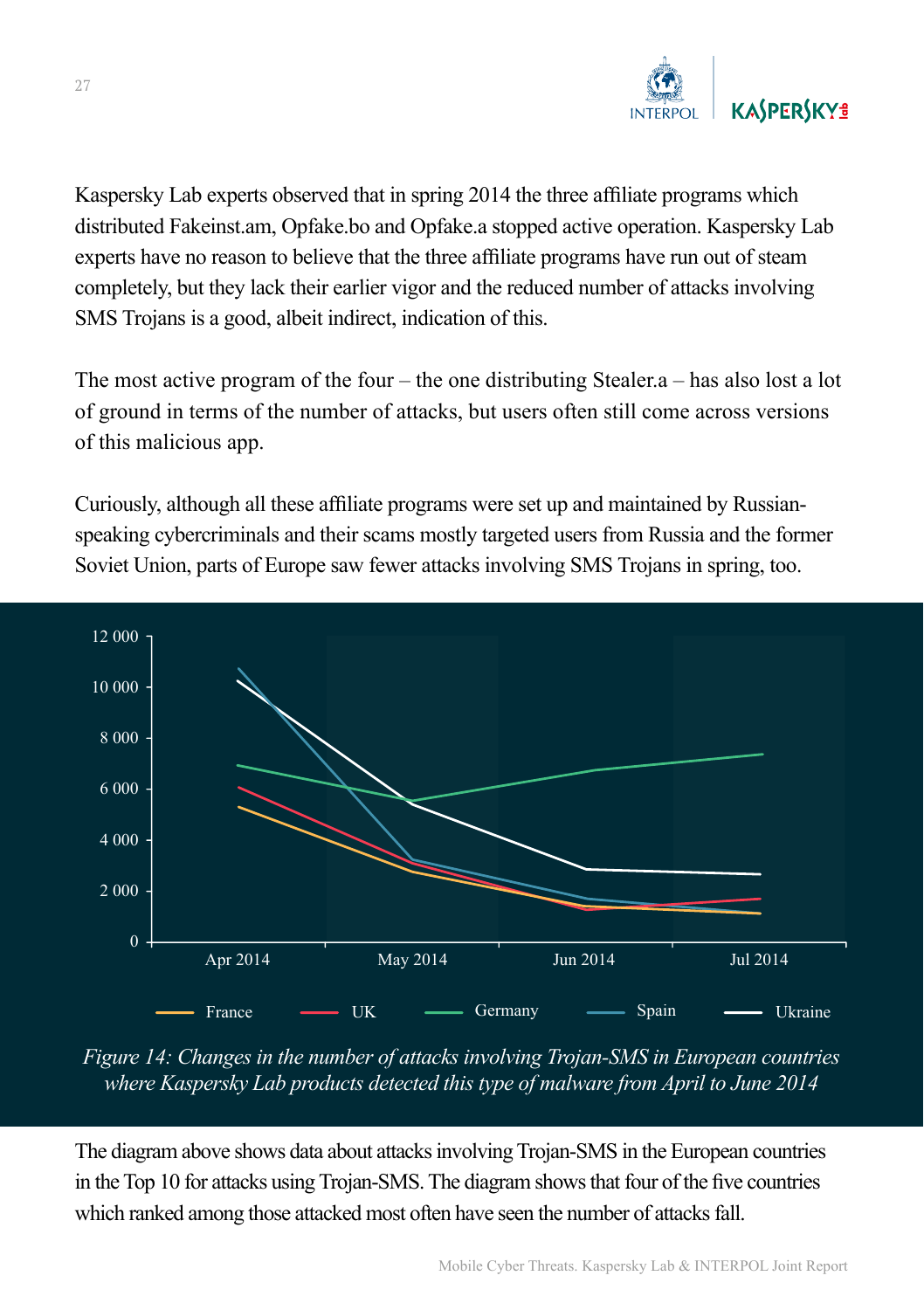Kaspersky Lab experts observed that in spring 2014 the three affiliate programs which distributed Fakeinst.am, Opfake.bo and Opfake.a stopped active operation. Kaspersky Lab experts have no reason to believe that the three affiliate programs have run out of steam completely, but they lack their earlier vigor and the reduced number of attacks involving SMS Trojans is a good, albeit indirect, indication of this.

The most active program of the four – the one distributing Stealer.a – has also lost a lot of ground in terms of the number of attacks, but users often still come across versions of this malicious app.

Curiously, although all these affiliate programs were set up and maintained by Russian-speaking cybercriminals and their scams mostly targeted users from Russia and the former Soviet Union, parts of Europe saw fewer attacks involving SMS Trojans in spring, too.

*Figure 14: Changes in the number of attacks involving Trojan-SMS in European countries where Kaspersky Lab products detected this type of malware from April to June 2014*

The diagram above shows data about attacks involving Trojan-SMS in the European countries in the Top 10 for attacks using Trojan-SMS. The diagram shows that four of the five countries which ranked among those attacked most often have seen the number of attacks fall.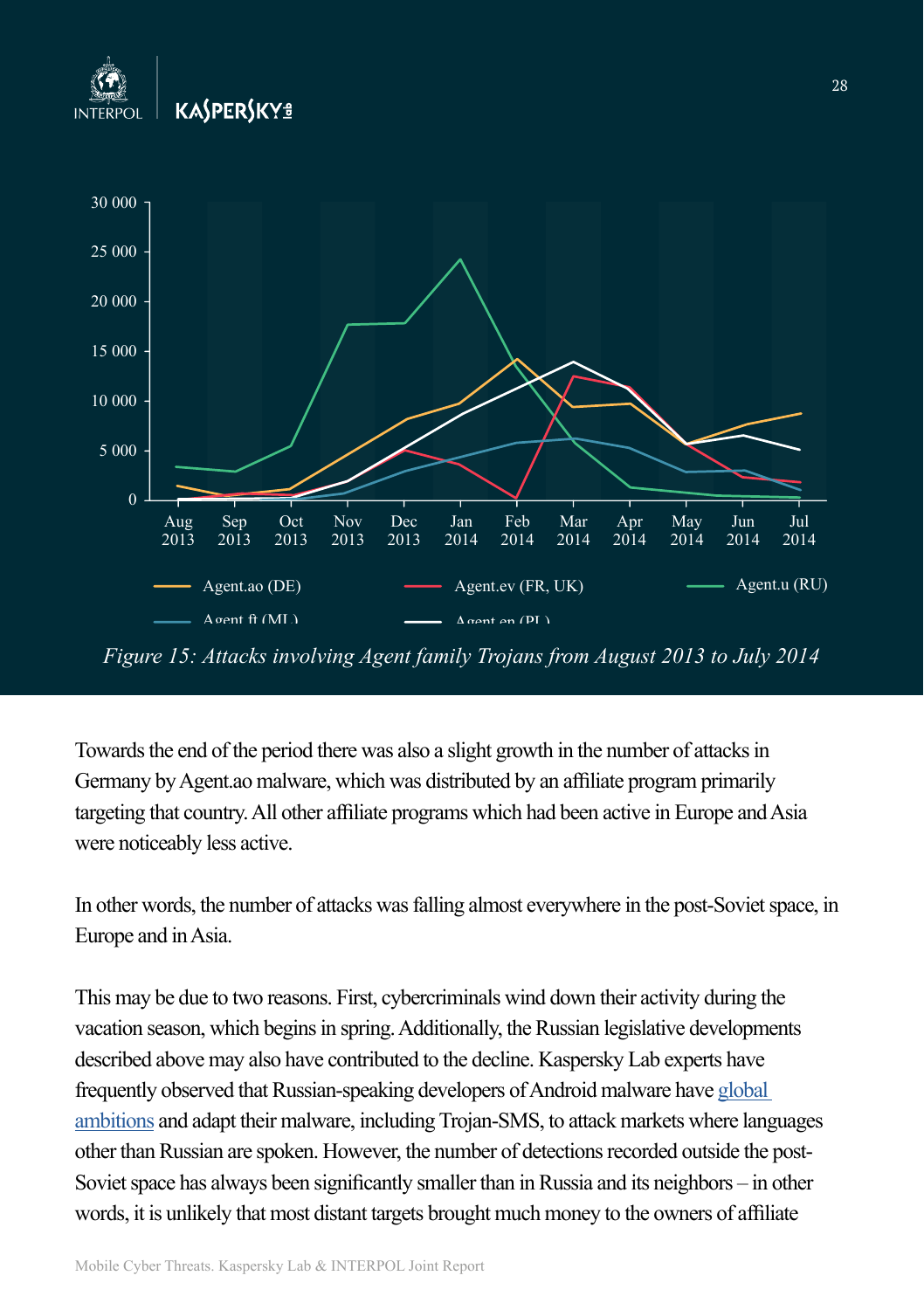Figure 15: Attacks involving Agent family Trojans from August 2013 to July 2014

Towards the end of the period there was also a slight growth in the number of attacks in Germany by Agent.ao malware, which was distributed by an affiliate program primarily targeting that country. All other affiliate programs which had been active in Europe and Asia were noticeably less active.

In other words, the number of attacks was falling almost everywhere in the post-Soviet space, in Europe and in Asia.

This may be due to two reasons. First, cybercriminals wind down their activity during the vacation season, which begins in spring. Additionally, the Russian legislative developments described above may also have contributed to the decline. Kaspersky Lab experts have frequently observed that Russian-speaking developers of Android malware have global ambitions and adapt their malware, including Trojan-SMS, to attack markets where languages other than Russian are spoken. However, the number of detections recorded outside the post-Soviet space has always been significantly smaller than in Russia and its neighbors – in other words, it is unlikely that most distant targets brought much money to the owners of affiliate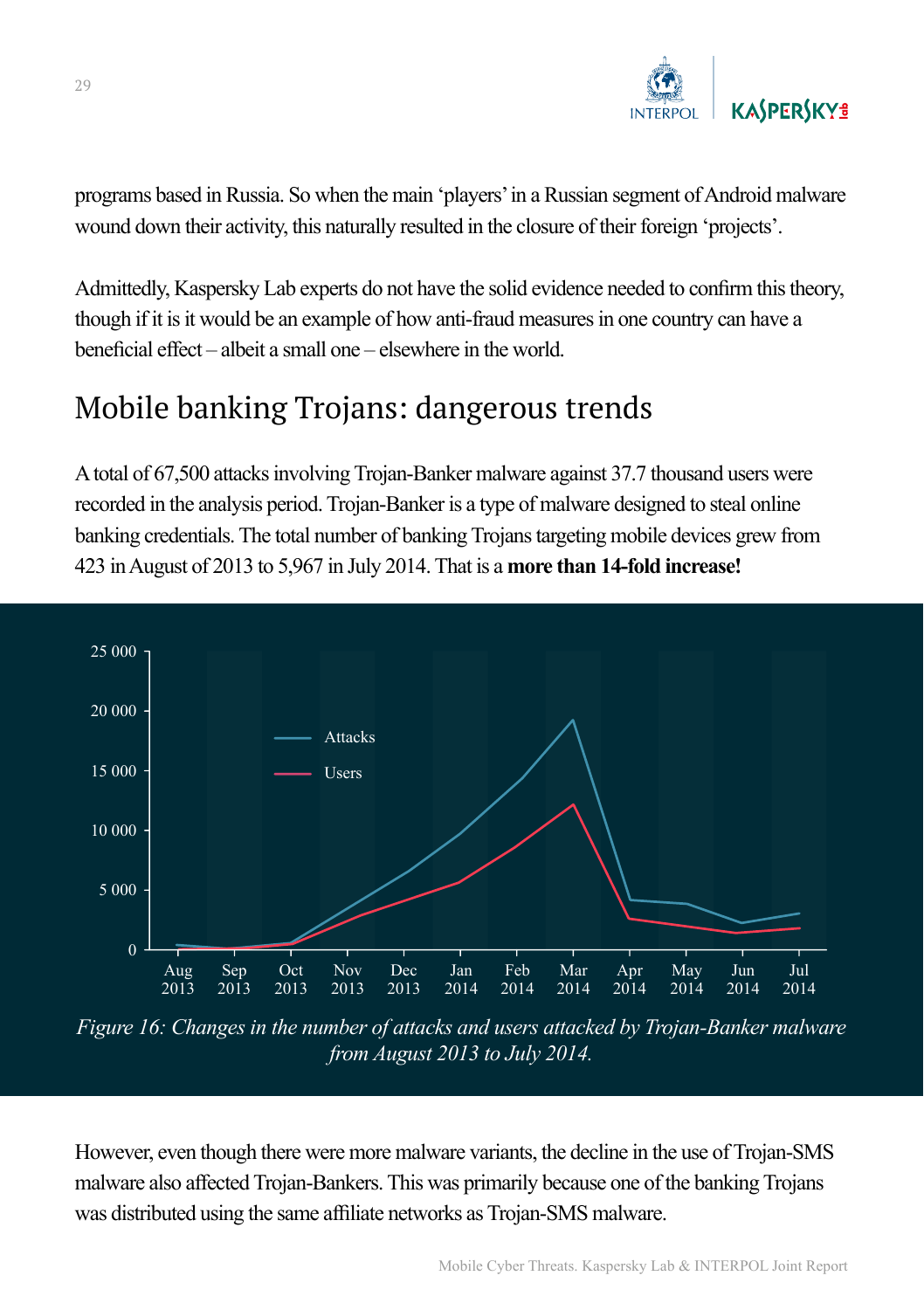programs based in Russia. So when the main 'players' in a Russian segment of Android malware wound down their activity, this naturally resulted in the closure of their foreign 'projects'.

Admittedly, Kaspersky Lab experts do not have the solid evidence needed to confirm this theory, though if it is it would be an example of how anti-fraud measures in one country can have a beneficial effect – albeit a small one – elsewhere in the world.

## Mobile banking Trojans: dangerous trends

A total of 67,500 attacks involving Trojan-Banker malware against 37.7 thousand users were recorded in the analysis period. Trojan-Banker is a type of malware designed to steal online banking credentials. The total number of banking Trojans targeting mobile devices grew from 423 in August of 2013 to 5,967 in July 2014. That is a **more than 14-fold increase!**

*Figure 16: Changes in the number of attacks and users attacked by Trojan-Banker malware from August 2013 to July 2014.*

However, even though there were more malware variants, the decline in the use of Trojan-SMS malware also affected Trojan-Bankers. This was primarily because one of the banking Trojans was distributed using the same affiliate networks as Trojan-SMS malware.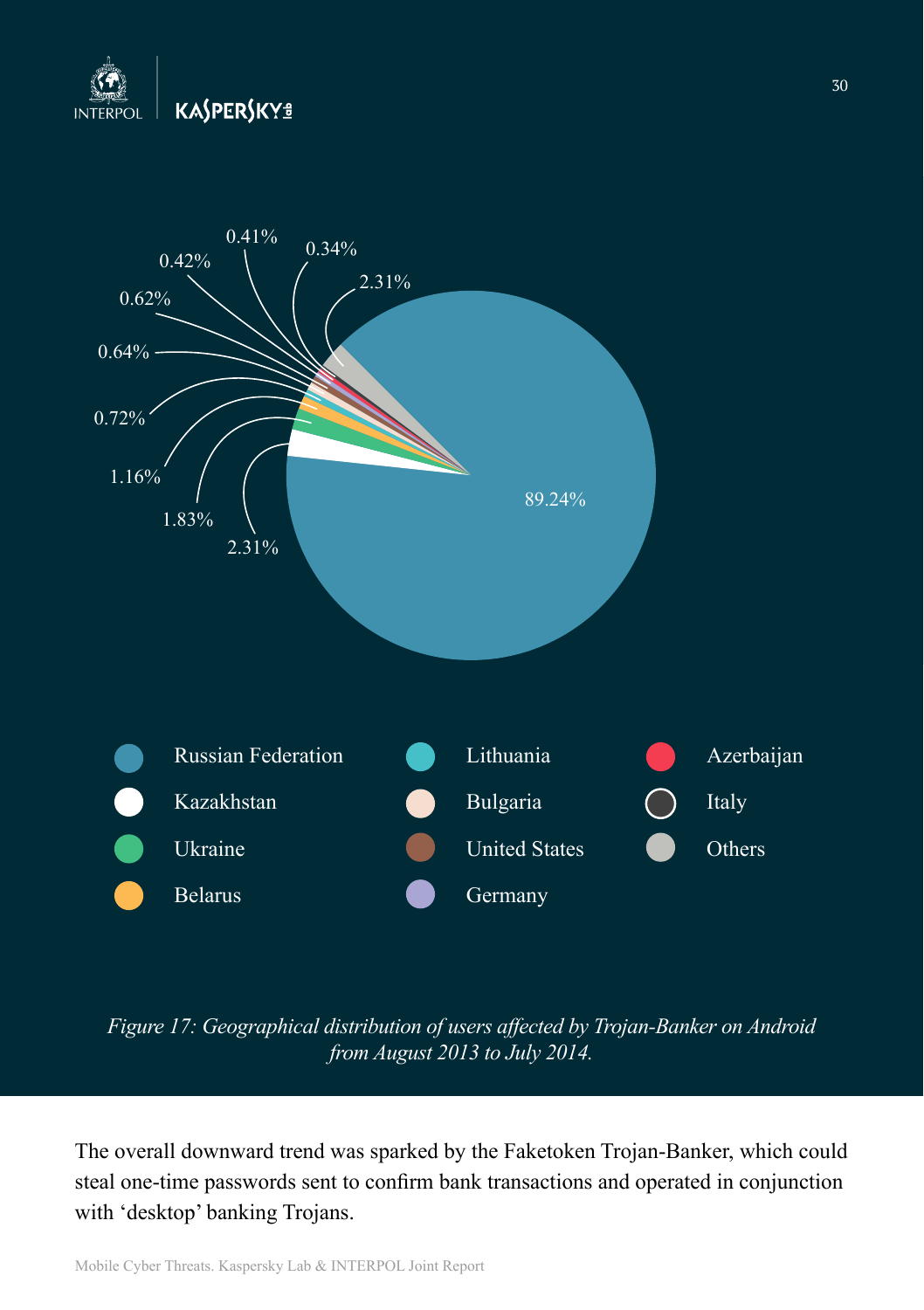89.24%

2.31%

1.83%

1.16%

0.72%

0.64%

0.62%

0.42%

0.41%

0.34%

2.31%

- Russian Federation
- Kazakhstan
- Ukraine
- Belarus
- Lithuania
- Bulgaria
- United States
- Germany
- Azerbaijan
- Italy
- Others

*Figure 17: Geographical distribution of users affected by Trojan-Banker on Android from August 2013 to July 2014.*

The overall downward trend was sparked by the Faketoken Trojan-Banker, which could steal one-time passwords sent to confirm bank transactions and operated in conjunction with 'desktop' banking Trojans.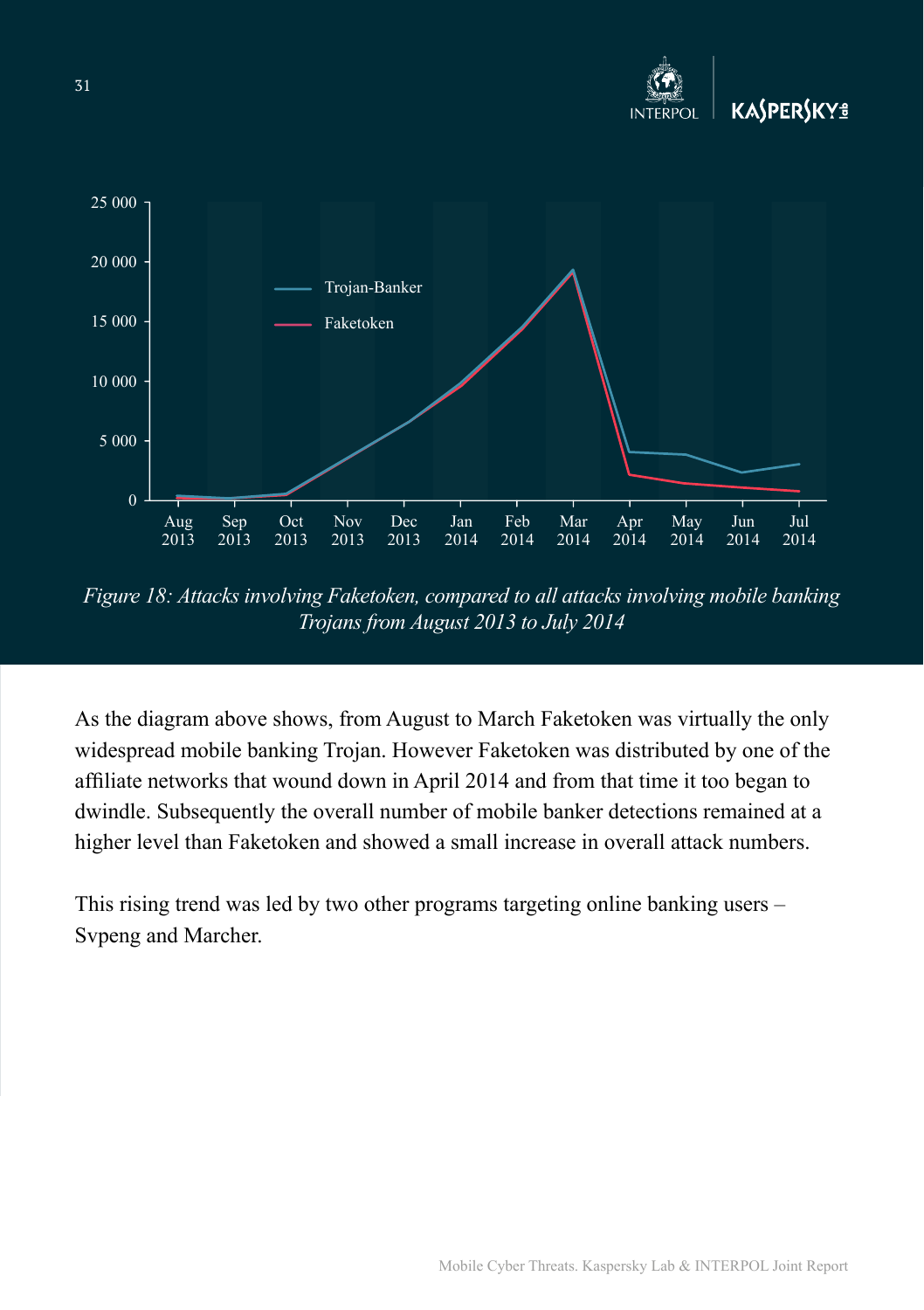*Figure 18: Attacks involving Faketoken, compared to all attacks involving mobile banking Trojans from August 2013 to July 2014*

As the diagram above shows, from August to March Faketoken was virtually the only widespread mobile banking Trojan. However Faketoken was distributed by one of the affiliate networks that wound down in April 2014 and from that time it too began to dwindle. Subsequently the overall number of mobile banker detections remained at a higher level than Faketoken and showed a small increase in overall attack numbers.

This rising trend was led by two other programs targeting online banking users – Svpeng and Marcher.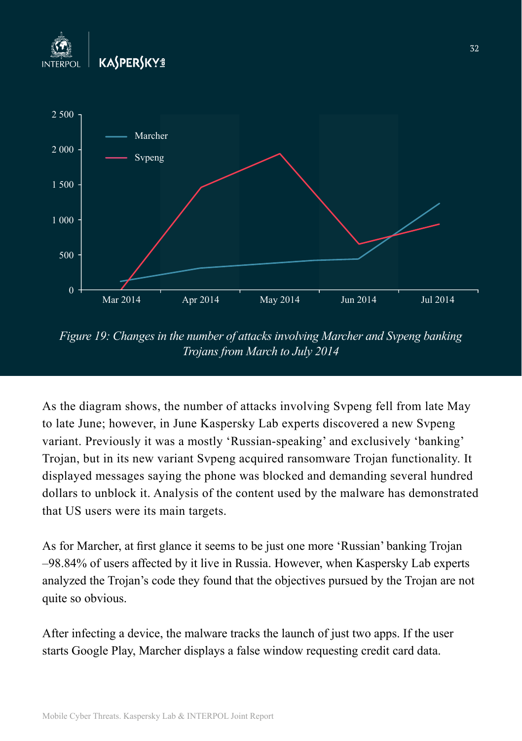*Figure 19: Changes in the number of attacks involving Marcher and Svpeng banking Trojans from March to July 2014*

As the diagram shows, the number of attacks involving Svpeng fell from late May to late June; however, in June Kaspersky Lab experts discovered a new Svpeng variant. Previously it was a mostly 'Russian-speaking' and exclusively 'banking' Trojan, but in its new variant Svpeng acquired ransomware Trojan functionality. It displayed messages saying the phone was blocked and demanding several hundred dollars to unblock it. Analysis of the content used by the malware has demonstrated that US users were its main targets.

As for Marcher, at first glance it seems to be just one more 'Russian' banking Trojan –98.84% of users affected by it live in Russia. However, when Kaspersky Lab experts analyzed the Trojan's code they found that the objectives pursued by the Trojan are not quite so obvious.

After infecting a device, the malware tracks the launch of just two apps. If the user starts Google Play, Marcher displays a false window requesting credit card data.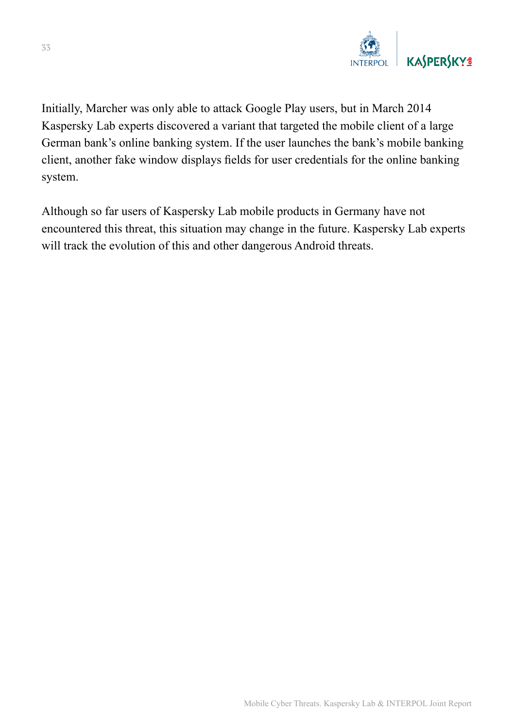Initially, Marcher was only able to attack Google Play users, but in March 2014 Kaspersky Lab experts discovered a variant that targeted the mobile client of a large German bank's online banking system. If the user launches the bank's mobile banking client, another fake window displays fields for user credentials for the online banking system.

Although so far users of Kaspersky Lab mobile products in Germany have not encountered this threat, this situation may change in the future. Kaspersky Lab experts will track the evolution of this and other dangerous Android threats.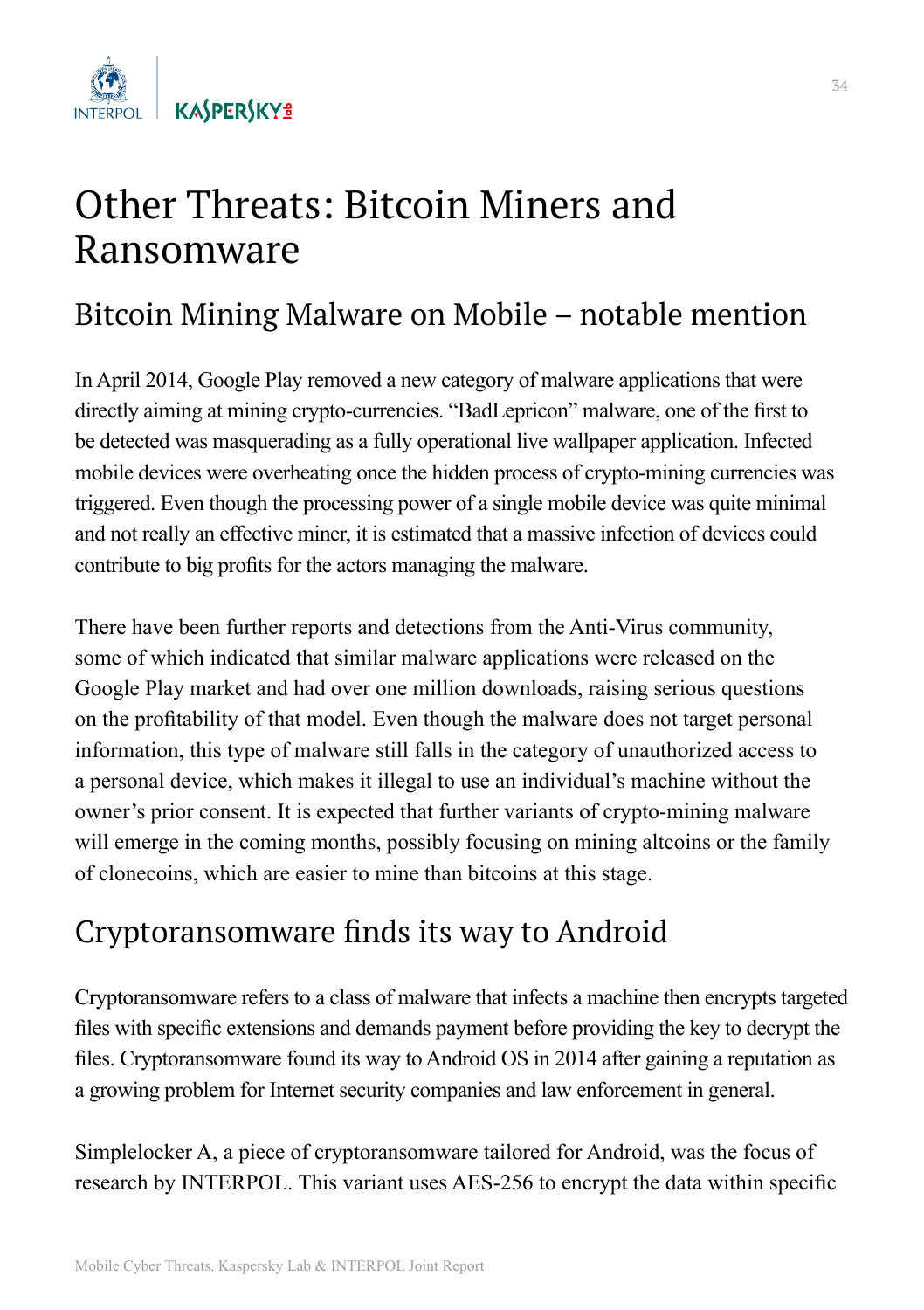# Other Threats: Bitcoin Miners and Ransomware

## Bitcoin Mining Malware on Mobile – notable mention

In April 2014, Google Play removed a new category of malware applications that were directly aiming at mining crypto-currencies. "BadLepricon" malware, one of the first to be detected was masquerading as a fully operational live wallpaper application. Infected mobile devices were overheating once the hidden process of crypto-mining currencies was triggered. Even though the processing power of a single mobile device was quite minimal and not really an effective miner, it is estimated that a massive infection of devices could contribute to big profits for the actors managing the malware.

There have been further reports and detections from the Anti-Virus community, some of which indicated that similar malware applications were released on the Google Play market and had over one million downloads, raising serious questions on the profitability of that model. Even though the malware does not target personal information, this type of malware still falls in the category of unauthorized access to a personal device, which makes it illegal to use an individual's machine without the owner's prior consent. It is expected that further variants of crypto-mining malware will emerge in the coming months, possibly focusing on mining altcoins or the family of clonecoins, which are easier to mine than bitcoins at this stage.

## Cryptoransomware finds its way to Android

Cryptoransomware refers to a class of malware that infects a machine then encrypts targeted files with specific extensions and demands payment before providing the key to decrypt the files. Cryptoransomware found its way to Android OS in 2014 after gaining a reputation as a growing problem for Internet security companies and law enforcement in general.

Simplelocker A, a piece of cryptoransomware tailored for Android, was the focus of research by INTERPOL. This variant uses AES-256 to encrypt the data within specific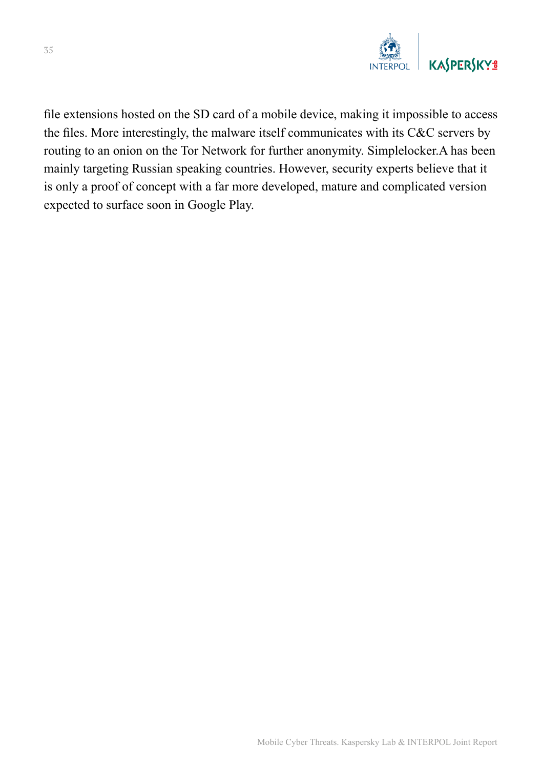file extensions hosted on the SD card of a mobile device, making it impossible to access the files. More interestingly, the malware itself communicates with its C&C servers by routing to an onion on the Tor Network for further anonymity. Simplelocker.A has been mainly targeting Russian speaking countries. However, security experts believe that it is only a proof of concept with a far more developed, mature and complicated version expected to surface soon in Google Play.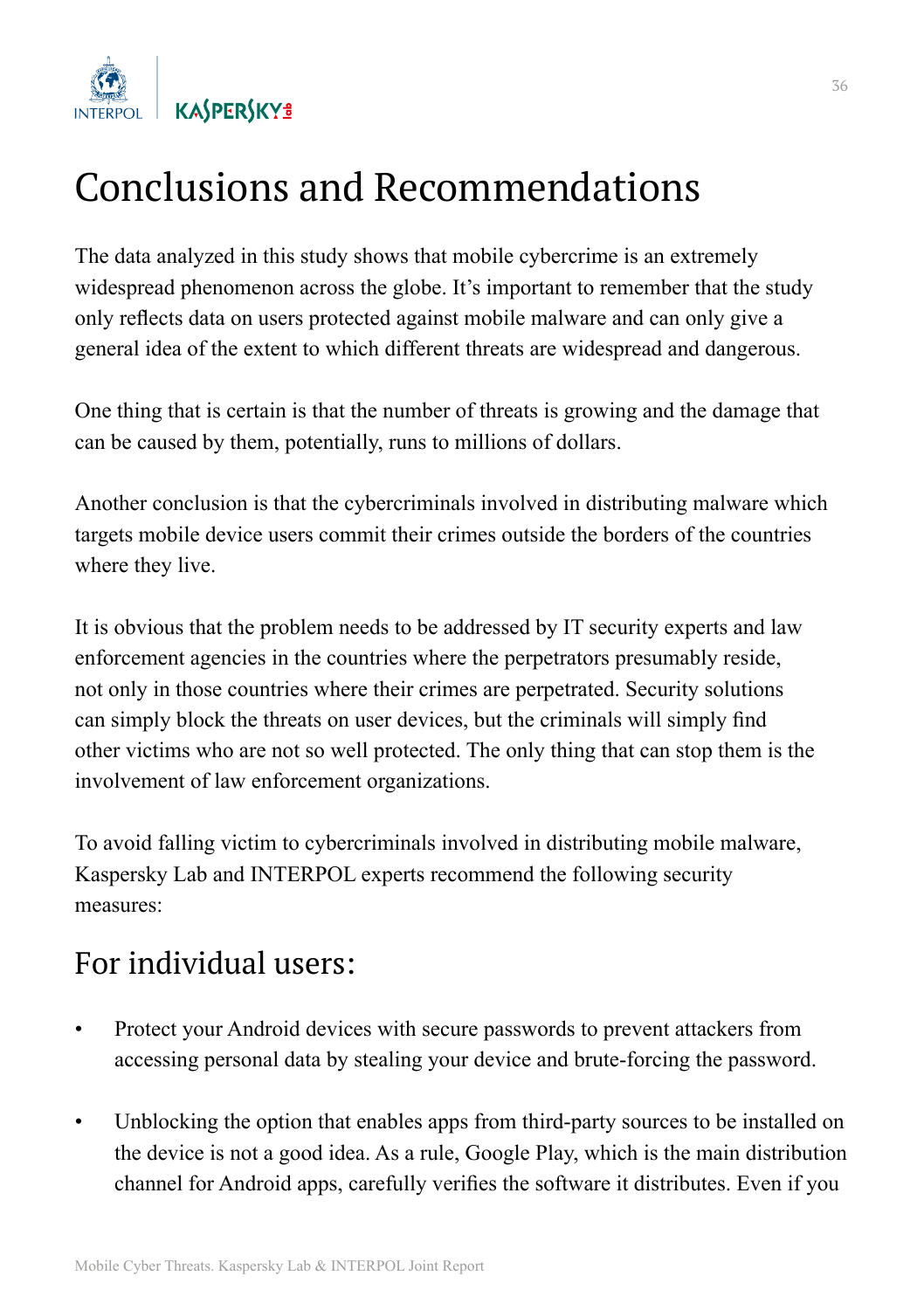# Conclusions and Recommendations

The data analyzed in this study shows that mobile cybercrime is an extremely widespread phenomenon across the globe. It's important to remember that the study only reflects data on users protected against mobile malware and can only give a general idea of the extent to which different threats are widespread and dangerous.

One thing that is certain is that the number of threats is growing and the damage that can be caused by them, potentially, runs to millions of dollars.

Another conclusion is that the cybercriminals involved in distributing malware which targets mobile device users commit their crimes outside the borders of the countries where they live.

It is obvious that the problem needs to be addressed by IT security experts and law enforcement agencies in the countries where the perpetrators presumably reside, not only in those countries where their crimes are perpetrated. Security solutions can simply block the threats on user devices, but the criminals will simply find other victims who are not so well protected. The only thing that can stop them is the involvement of law enforcement organizations.

To avoid falling victim to cybercriminals involved in distributing mobile malware, Kaspersky Lab and INTERPOL experts recommend the following security measures:

## For individual users:

- Protect your Android devices with secure passwords to prevent attackers from accessing personal data by stealing your device and brute-forcing the password.
- Unblocking the option that enables apps from third-party sources to be installed on the device is not a good idea. As a rule, Google Play, which is the main distribution channel for Android apps, carefully verifies the software it distributes. Even if you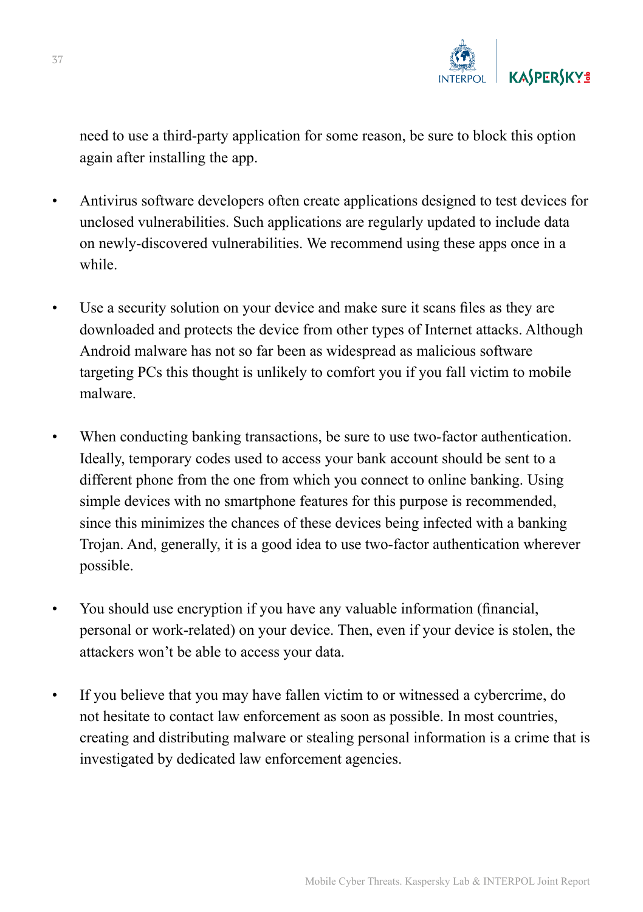need to use a third-party application for some reason, be sure to block this option again after installing the app.

- Antivirus software developers often create applications designed to test devices for unclosed vulnerabilities. Such applications are regularly updated to include data on newly-discovered vulnerabilities. We recommend using these apps once in a while.

- Use a security solution on your device and make sure it scans files as they are downloaded and protects the device from other types of Internet attacks. Although Android malware has not so far been as widespread as malicious software targeting PCs this thought is unlikely to comfort you if you fall victim to mobile malware.

- When conducting banking transactions, be sure to use two-factor authentication. Ideally, temporary codes used to access your bank account should be sent to a different phone from the one from which you connect to online banking. Using simple devices with no smartphone features for this purpose is recommended, since this minimizes the chances of these devices being infected with a banking Trojan. And, generally, it is a good idea to use two-factor authentication wherever possible.

- You should use encryption if you have any valuable information (financial, personal or work-related) on your device. Then, even if your device is stolen, the attackers won't be able to access your data.

- If you believe that you may have fallen victim to or witnessed a cybercrime, do not hesitate to contact law enforcement as soon as possible. In most countries, creating and distributing malware or stealing personal information is a crime that is investigated by dedicated law enforcement agencies.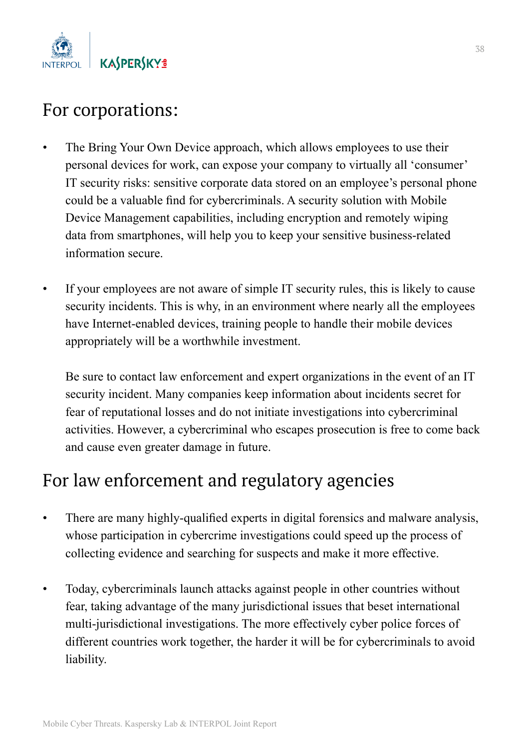## For corporations:

- The Bring Your Own Device approach, which allows employees to use their personal devices for work, can expose your company to virtually all 'consumer' IT security risks: sensitive corporate data stored on an employee's personal phone could be a valuable find for cybercriminals. A security solution with Mobile Device Management capabilities, including encryption and remotely wiping data from smartphones, will help you to keep your sensitive business-related information secure.

- If your employees are not aware of simple IT security rules, this is likely to cause security incidents. This is why, in an environment where nearly all the employees have Internet-enabled devices, training people to handle their mobile devices appropriately will be a worthwhile investment.

  Be sure to contact law enforcement and expert organizations in the event of an IT security incident. Many companies keep information about incidents secret for fear of reputational losses and do not initiate investigations into cybercriminal activities. However, a cybercriminal who escapes prosecution is free to come back and cause even greater damage in future.

## For law enforcement and regulatory agencies

- There are many highly-qualified experts in digital forensics and malware analysis, whose participation in cybercrime investigations could speed up the process of collecting evidence and searching for suspects and make it more effective.

- Today, cybercriminals launch attacks against people in other countries without fear, taking advantage of the many jurisdictional issues that beset international multi-jurisdictional investigations. The more effectively cyber police forces of different countries work together, the harder it will be for cybercriminals to avoid liability.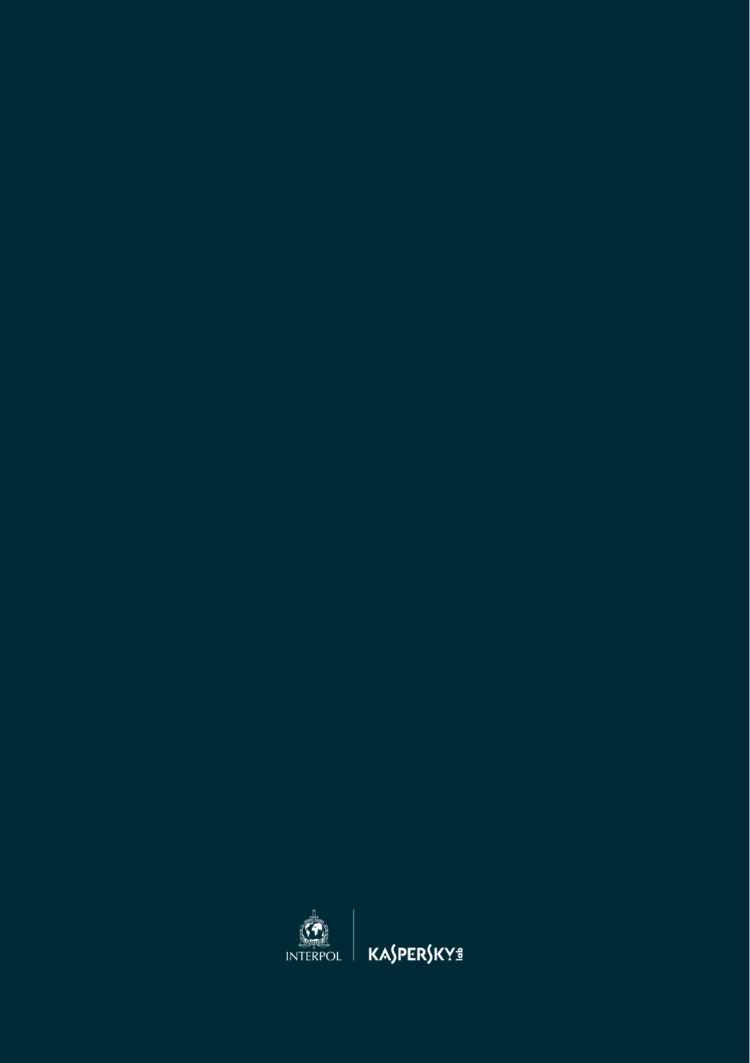INTERPOL

KASPERSKY lab